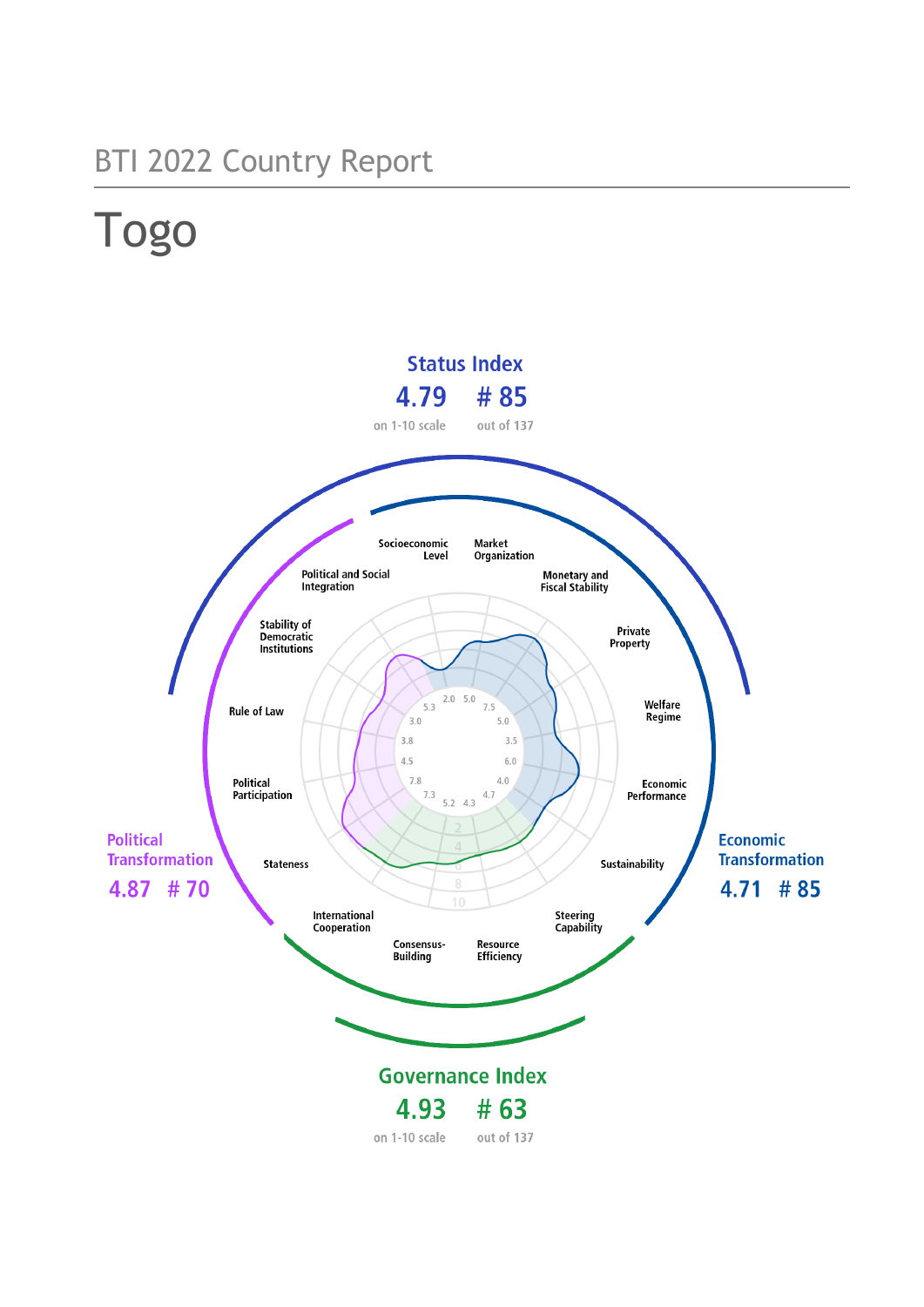BTI 2022 Country Report

# Togo

## Status Index

**4.79** on 1-10 scale

**# 85** out of 137

## Political Transformation

**4.87** **# 70**

## Economic Transformation

**4.71** **# 85**

## Governance Index

**4.93** on 1-10 scale

**# 63** out of 137

| Criterion | Score |
| --- | --- |
| Socioeconomic Level | 2.0 |
| Market Organization | 5.0 |
| Monetary and Fiscal Stability | 7.5 |
| Private Property | 5.0 |
| Welfare Regime | 3.5 |
| Economic Performance | 6.0 |
| Sustainability | 4.0 |
| Steering Capability | 4.7 |
| Resource Efficiency | 4.3 |
| Consensus-Building | 5.2 |
| International Cooperation | 7.3 |
| Stateness | 7.8 |
| Political Participation | 4.5 |
| Rule of Law | 3.8 |
| Stability of Democratic Institutions | 3.0 |
| Political and Social Integration | 5.3 |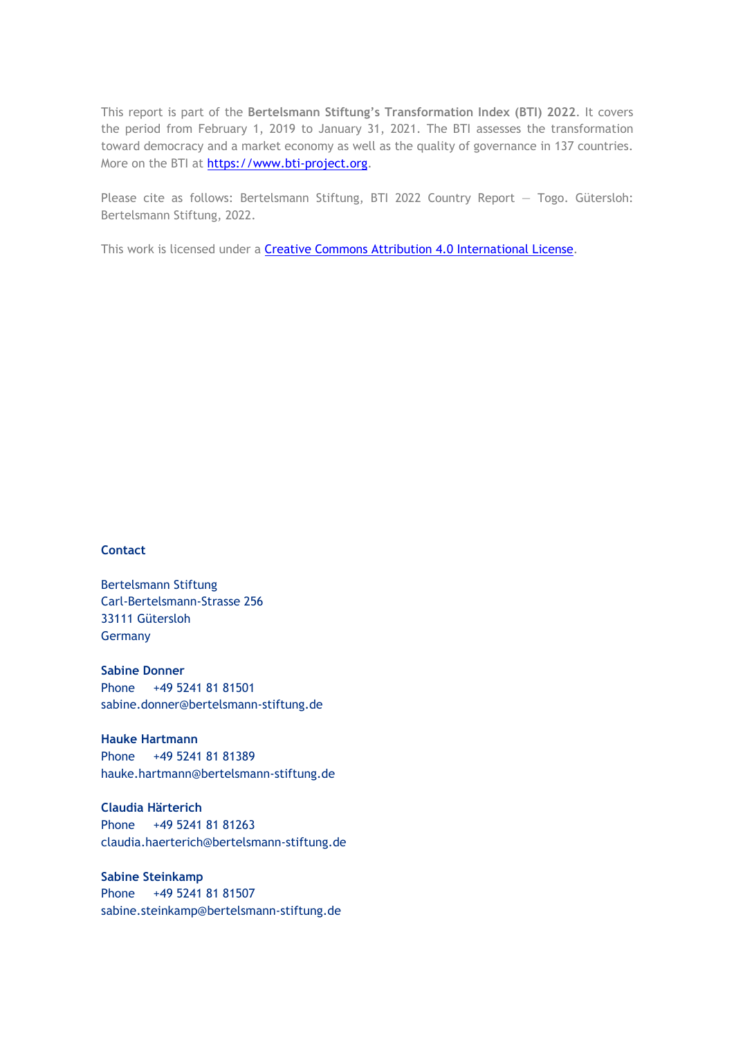This report is part of the **Bertelsmann Stiftung's Transformation Index (BTI) 2022**. It covers the period from February 1, 2019 to January 31, 2021. The BTI assesses the transformation toward democracy and a market economy as well as the quality of governance in 137 countries. More on the BTI at https://www.bti-project.org.

Please cite as follows: Bertelsmann Stiftung, BTI 2022 Country Report — Togo. Gütersloh: Bertelsmann Stiftung, 2022.

This work is licensed under a Creative Commons Attribution 4.0 International License.

**Contact**

Bertelsmann Stiftung
Carl-Bertelsmann-Strasse 256
33111 Gütersloh
Germany

**Sabine Donner**
Phone +49 5241 81 81501
sabine.donner@bertelsmann-stiftung.de

**Hauke Hartmann**
Phone +49 5241 81 81389
hauke.hartmann@bertelsmann-stiftung.de

**Claudia Härterich**
Phone +49 5241 81 81263
claudia.haerterich@bertelsmann-stiftung.de

**Sabine Steinkamp**
Phone +49 5241 81 81507
sabine.steinkamp@bertelsmann-stiftung.de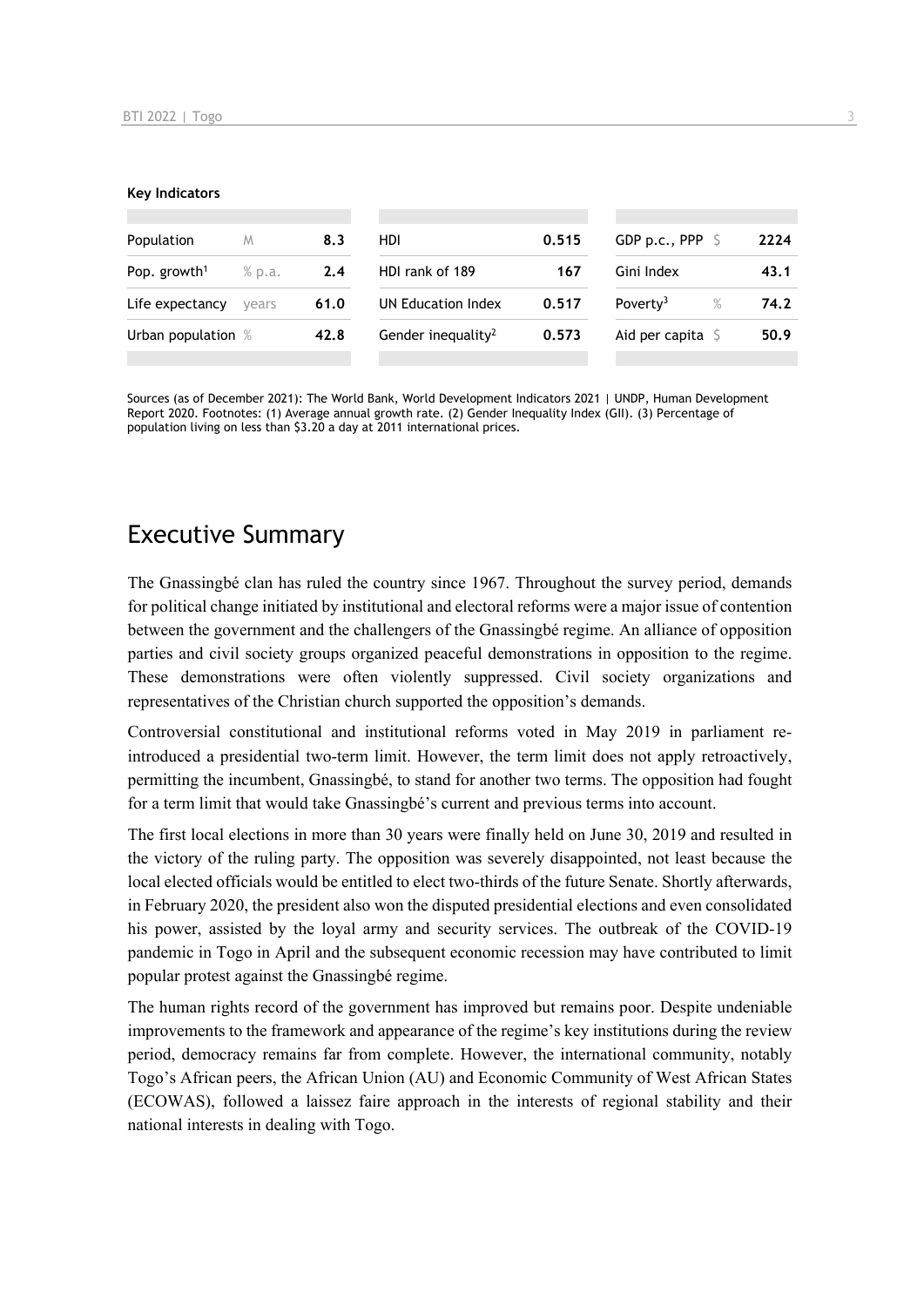**Key Indicators**

| | | | | | | | |
|---|---|---|---|---|---|---|---|
| Population | M | 8.3 | HDI | 0.515 | GDP p.c., PPP | $ | 2224 |
| Pop. growth[1] | % p.a. | 2.4 | HDI rank of 189 | 167 | Gini Index | | 43.1 |
| Life expectancy | years | 61.0 | UN Education Index | 0.517 | Poverty[3] | % | 74.2 |
| Urban population | % | 42.8 | Gender inequality[2] | 0.573 | Aid per capita | $ | 50.9 |

Sources (as of December 2021): The World Bank, World Development Indicators 2021 | UNDP, Human Development Report 2020. Footnotes: (1) Average annual growth rate. (2) Gender Inequality Index (GII). (3) Percentage of population living on less than $3.20 a day at 2011 international prices.

# Executive Summary

The Gnassingbé clan has ruled the country since 1967. Throughout the survey period, demands for political change initiated by institutional and electoral reforms were a major issue of contention between the government and the challengers of the Gnassingbé regime. An alliance of opposition parties and civil society groups organized peaceful demonstrations in opposition to the regime. These demonstrations were often violently suppressed. Civil society organizations and representatives of the Christian church supported the opposition's demands.

Controversial constitutional and institutional reforms voted in May 2019 in parliament re-introduced a presidential two-term limit. However, the term limit does not apply retroactively, permitting the incumbent, Gnassingbé, to stand for another two terms. The opposition had fought for a term limit that would take Gnassingbé's current and previous terms into account.

The first local elections in more than 30 years were finally held on June 30, 2019 and resulted in the victory of the ruling party. The opposition was severely disappointed, not least because the local elected officials would be entitled to elect two-thirds of the future Senate. Shortly afterwards, in February 2020, the president also won the disputed presidential elections and even consolidated his power, assisted by the loyal army and security services. The outbreak of the COVID-19 pandemic in Togo in April and the subsequent economic recession may have contributed to limit popular protest against the Gnassingbé regime.

The human rights record of the government has improved but remains poor. Despite undeniable improvements to the framework and appearance of the regime's key institutions during the review period, democracy remains far from complete. However, the international community, notably Togo's African peers, the African Union (AU) and Economic Community of West African States (ECOWAS), followed a laissez faire approach in the interests of regional stability and their national interests in dealing with Togo.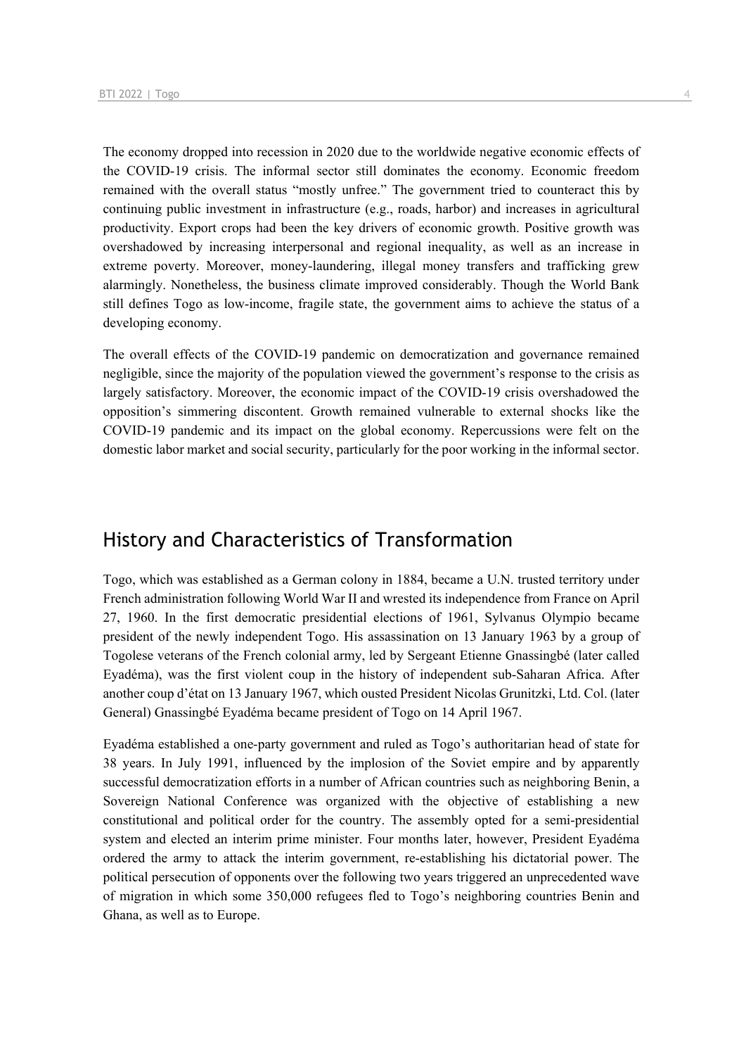The economy dropped into recession in 2020 due to the worldwide negative economic effects of the COVID-19 crisis. The informal sector still dominates the economy. Economic freedom remained with the overall status "mostly unfree." The government tried to counteract this by continuing public investment in infrastructure (e.g., roads, harbor) and increases in agricultural productivity. Export crops had been the key drivers of economic growth. Positive growth was overshadowed by increasing interpersonal and regional inequality, as well as an increase in extreme poverty. Moreover, money-laundering, illegal money transfers and trafficking grew alarmingly. Nonetheless, the business climate improved considerably. Though the World Bank still defines Togo as low-income, fragile state, the government aims to achieve the status of a developing economy.

The overall effects of the COVID-19 pandemic on democratization and governance remained negligible, since the majority of the population viewed the government's response to the crisis as largely satisfactory. Moreover, the economic impact of the COVID-19 crisis overshadowed the opposition's simmering discontent. Growth remained vulnerable to external shocks like the COVID-19 pandemic and its impact on the global economy. Repercussions were felt on the domestic labor market and social security, particularly for the poor working in the informal sector.

## History and Characteristics of Transformation

Togo, which was established as a German colony in 1884, became a U.N. trusted territory under French administration following World War II and wrested its independence from France on April 27, 1960. In the first democratic presidential elections of 1961, Sylvanus Olympio became president of the newly independent Togo. His assassination on 13 January 1963 by a group of Togolese veterans of the French colonial army, led by Sergeant Etienne Gnassingbé (later called Eyadéma), was the first violent coup in the history of independent sub-Saharan Africa. After another coup d'état on 13 January 1967, which ousted President Nicolas Grunitzki, Ltd. Col. (later General) Gnassingbé Eyadéma became president of Togo on 14 April 1967.

Eyadéma established a one-party government and ruled as Togo's authoritarian head of state for 38 years. In July 1991, influenced by the implosion of the Soviet empire and by apparently successful democratization efforts in a number of African countries such as neighboring Benin, a Sovereign National Conference was organized with the objective of establishing a new constitutional and political order for the country. The assembly opted for a semi-presidential system and elected an interim prime minister. Four months later, however, President Eyadéma ordered the army to attack the interim government, re-establishing his dictatorial power. The political persecution of opponents over the following two years triggered an unprecedented wave of migration in which some 350,000 refugees fled to Togo's neighboring countries Benin and Ghana, as well as to Europe.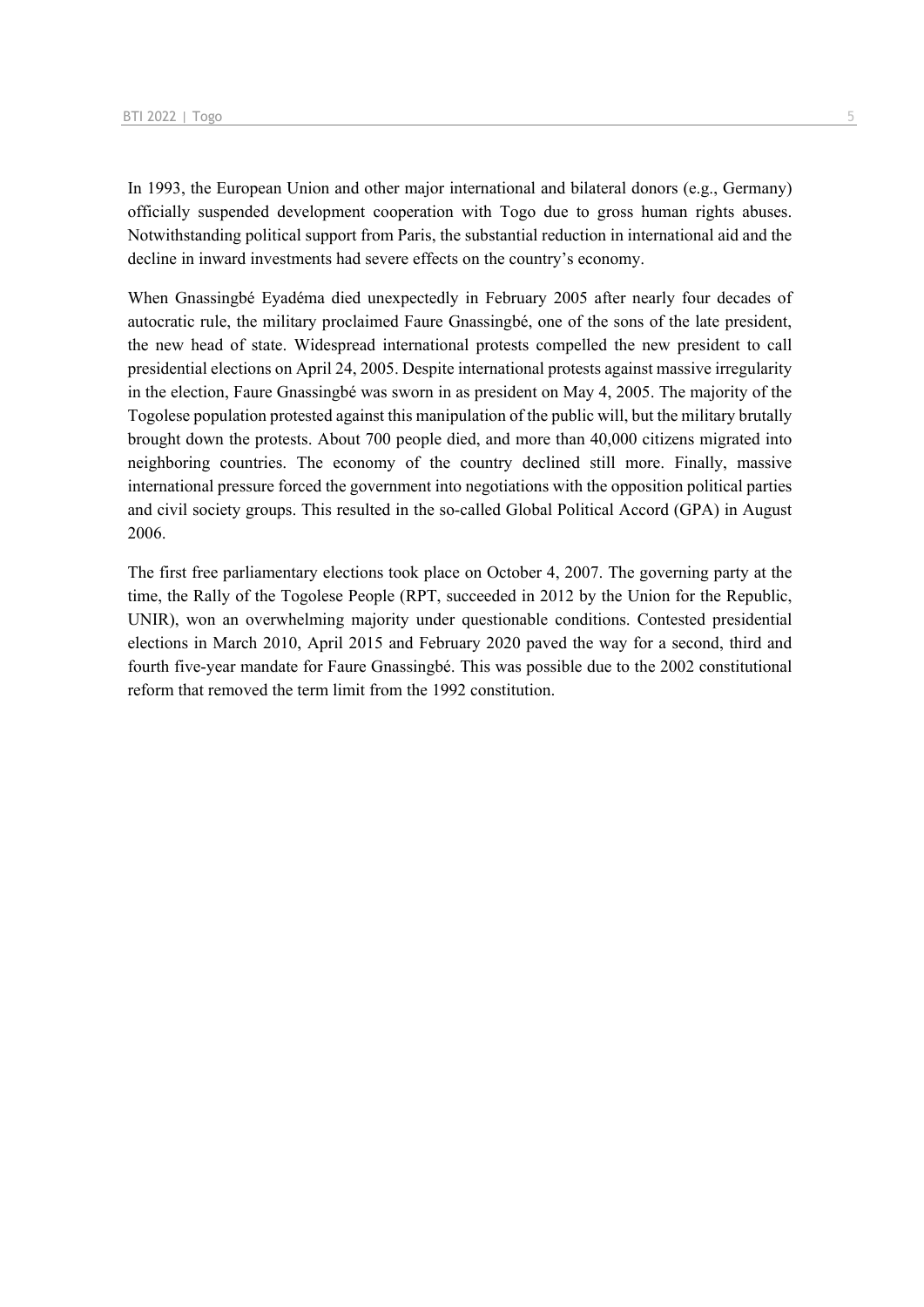In 1993, the European Union and other major international and bilateral donors (e.g., Germany) officially suspended development cooperation with Togo due to gross human rights abuses. Notwithstanding political support from Paris, the substantial reduction in international aid and the decline in inward investments had severe effects on the country's economy.

When Gnassingbé Eyadéma died unexpectedly in February 2005 after nearly four decades of autocratic rule, the military proclaimed Faure Gnassingbé, one of the sons of the late president, the new head of state. Widespread international protests compelled the new president to call presidential elections on April 24, 2005. Despite international protests against massive irregularity in the election, Faure Gnassingbé was sworn in as president on May 4, 2005. The majority of the Togolese population protested against this manipulation of the public will, but the military brutally brought down the protests. About 700 people died, and more than 40,000 citizens migrated into neighboring countries. The economy of the country declined still more. Finally, massive international pressure forced the government into negotiations with the opposition political parties and civil society groups. This resulted in the so-called Global Political Accord (GPA) in August 2006.

The first free parliamentary elections took place on October 4, 2007. The governing party at the time, the Rally of the Togolese People (RPT, succeeded in 2012 by the Union for the Republic, UNIR), won an overwhelming majority under questionable conditions. Contested presidential elections in March 2010, April 2015 and February 2020 paved the way for a second, third and fourth five-year mandate for Faure Gnassingbé. This was possible due to the 2002 constitutional reform that removed the term limit from the 1992 constitution.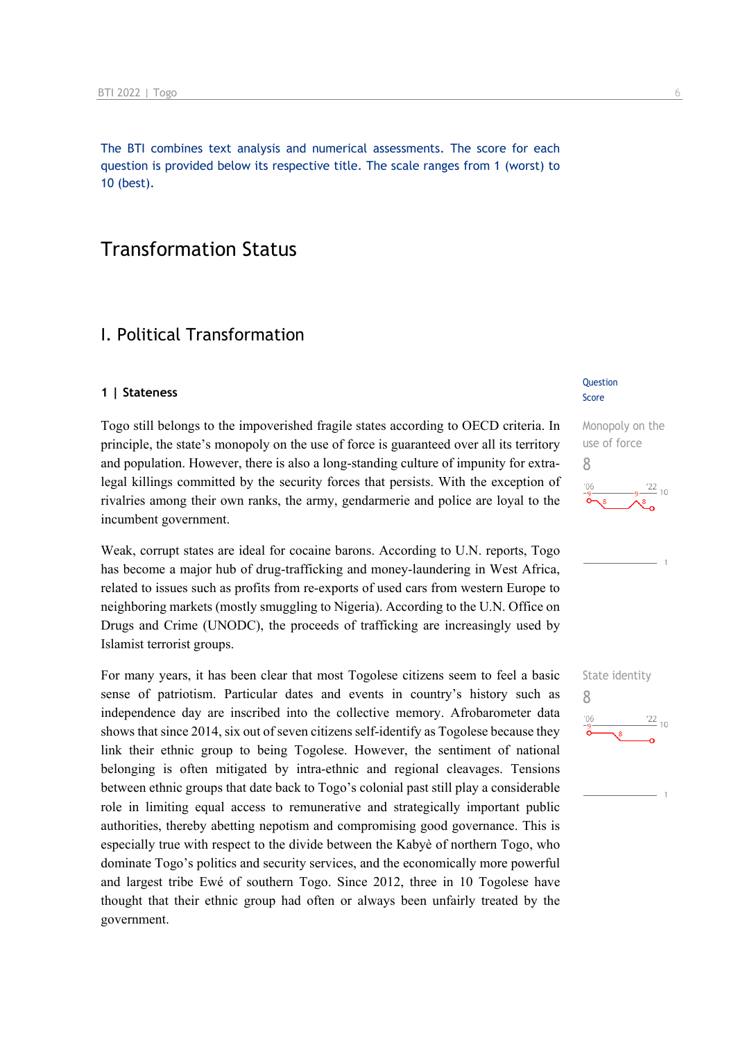The BTI combines text analysis and numerical assessments. The score for each question is provided below its respective title. The scale ranges from 1 (worst) to 10 (best).

# Transformation Status

## I. Political Transformation

### 1 | Stateness

Question Score

**Monopoly on the use of force**
8

Togo still belongs to the impoverished fragile states according to OECD criteria. In principle, the state's monopoly on the use of force is guaranteed over all its territory and population. However, there is also a long-standing culture of impunity for extra-legal killings committed by the security forces that persists. With the exception of rivalries among their own ranks, the army, gendarmerie and police are loyal to the incumbent government.

Weak, corrupt states are ideal for cocaine barons. According to U.N. reports, Togo has become a major hub of drug-trafficking and money-laundering in West Africa, related to issues such as profits from re-exports of used cars from western Europe to neighboring markets (mostly smuggling to Nigeria). According to the U.N. Office on Drugs and Crime (UNODC), the proceeds of trafficking are increasingly used by Islamist terrorist groups.

**State identity**
8

For many years, it has been clear that most Togolese citizens seem to feel a basic sense of patriotism. Particular dates and events in country's history such as independence day are inscribed into the collective memory. Afrobarometer data shows that since 2014, six out of seven citizens self-identify as Togolese because they link their ethnic group to being Togolese. However, the sentiment of national belonging is often mitigated by intra-ethnic and regional cleavages. Tensions between ethnic groups that date back to Togo's colonial past still play a considerable role in limiting equal access to remunerative and strategically important public authorities, thereby abetting nepotism and compromising good governance. This is especially true with respect to the divide between the Kabyè of northern Togo, who dominate Togo's politics and security services, and the economically more powerful and largest tribe Ewé of southern Togo. Since 2012, three in 10 Togolese have thought that their ethnic group had often or always been unfairly treated by the government.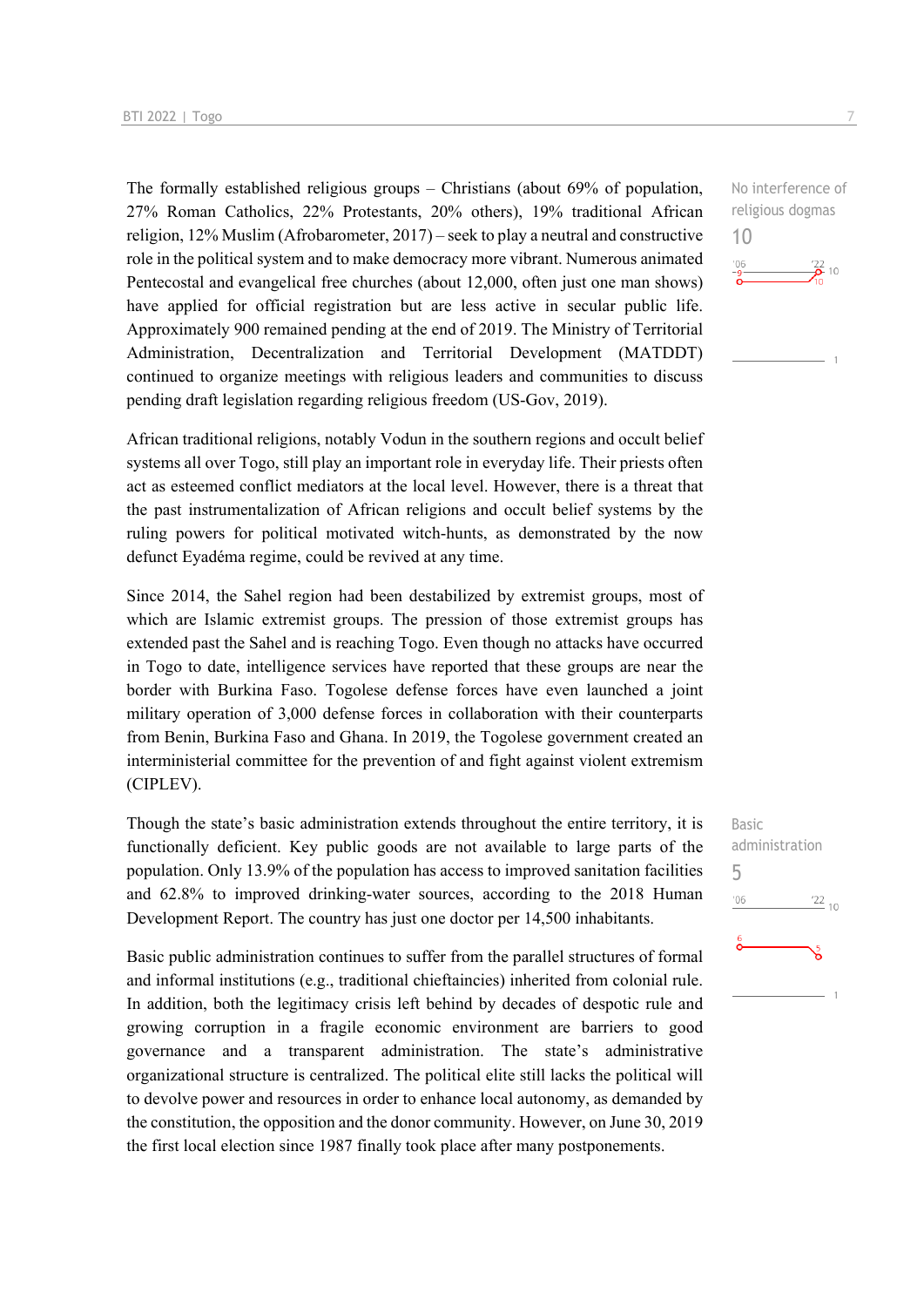The formally established religious groups – Christians (about 69% of population, 27% Roman Catholics, 22% Protestants, 20% others), 19% traditional African religion, 12% Muslim (Afrobarometer, 2017) – seek to play a neutral and constructive role in the political system and to make democracy more vibrant. Numerous animated Pentecostal and evangelical free churches (about 12,000, often just one man shows) have applied for official registration but are less active in secular public life. Approximately 900 remained pending at the end of 2019. The Ministry of Territorial Administration, Decentralization and Territorial Development (MATDDT) continued to organize meetings with religious leaders and communities to discuss pending draft legislation regarding religious freedom (US-Gov, 2019).

No interference of religious dogmas
10

African traditional religions, notably Vodun in the southern regions and occult belief systems all over Togo, still play an important role in everyday life. Their priests often act as esteemed conflict mediators at the local level. However, there is a threat that the past instrumentalization of African religions and occult belief systems by the ruling powers for political motivated witch-hunts, as demonstrated by the now defunct Eyadéma regime, could be revived at any time.

Since 2014, the Sahel region had been destabilized by extremist groups, most of which are Islamic extremist groups. The pression of those extremist groups has extended past the Sahel and is reaching Togo. Even though no attacks have occurred in Togo to date, intelligence services have reported that these groups are near the border with Burkina Faso. Togolese defense forces have even launched a joint military operation of 3,000 defense forces in collaboration with their counterparts from Benin, Burkina Faso and Ghana. In 2019, the Togolese government created an interministerial committee for the prevention of and fight against violent extremism (CIPLEV).

Though the state's basic administration extends throughout the entire territory, it is functionally deficient. Key public goods are not available to large parts of the population. Only 13.9% of the population has access to improved sanitation facilities and 62.8% to improved drinking-water sources, according to the 2018 Human Development Report. The country has just one doctor per 14,500 inhabitants.

Basic administration
5

Basic public administration continues to suffer from the parallel structures of formal and informal institutions (e.g., traditional chieftaincies) inherited from colonial rule. In addition, both the legitimacy crisis left behind by decades of despotic rule and growing corruption in a fragile economic environment are barriers to good governance and a transparent administration. The state's administrative organizational structure is centralized. The political elite still lacks the political will to devolve power and resources in order to enhance local autonomy, as demanded by the constitution, the opposition and the donor community. However, on June 30, 2019 the first local election since 1987 finally took place after many postponements.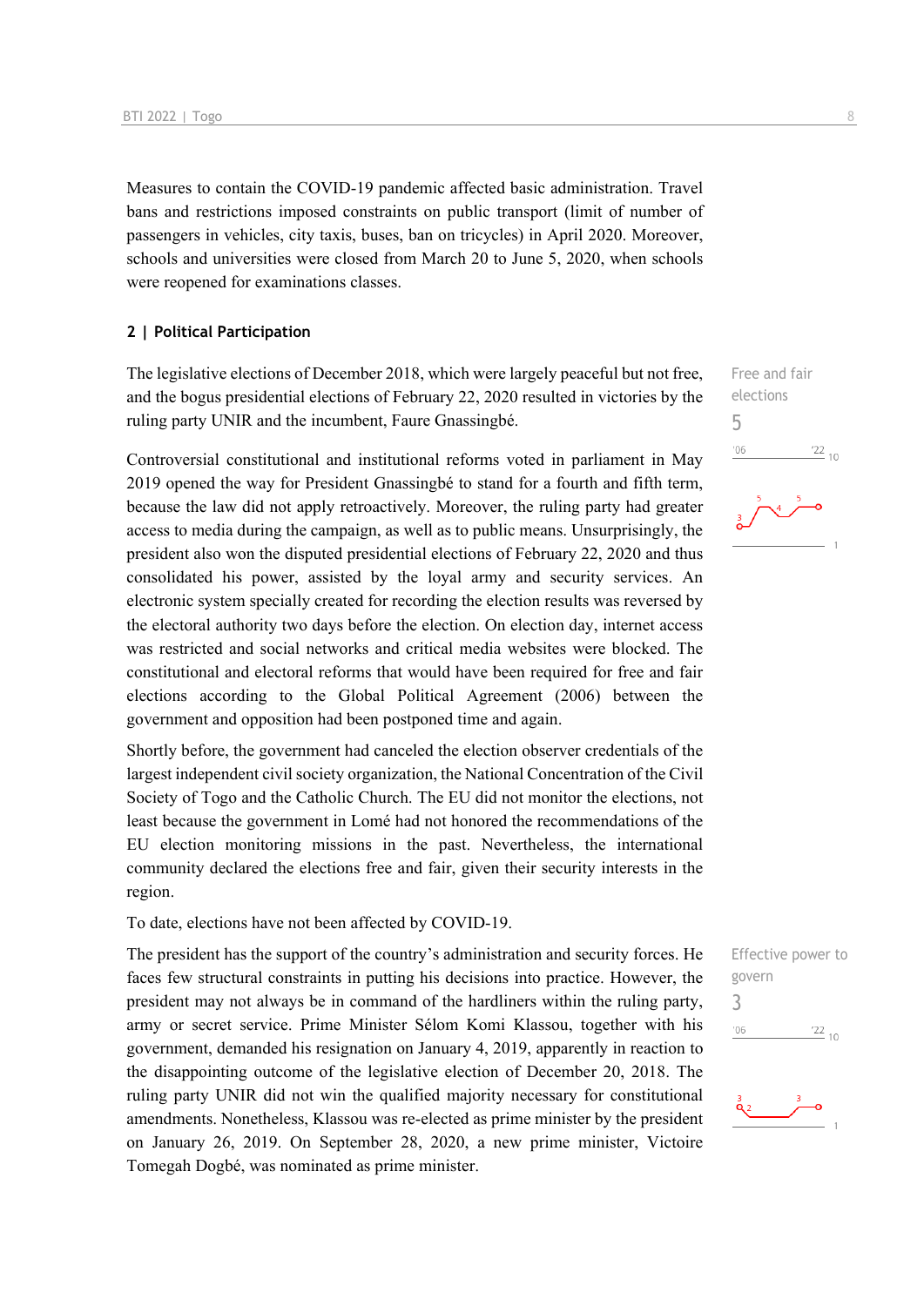Measures to contain the COVID-19 pandemic affected basic administration. Travel bans and restrictions imposed constraints on public transport (limit of number of passengers in vehicles, city taxis, buses, ban on tricycles) in April 2020. Moreover, schools and universities were closed from March 20 to June 5, 2020, when schools were reopened for examinations classes.

## 2 | Political Participation

Free and fair elections

5

The legislative elections of December 2018, which were largely peaceful but not free, and the bogus presidential elections of February 22, 2020 resulted in victories by the ruling party UNIR and the incumbent, Faure Gnassingbé.

Controversial constitutional and institutional reforms voted in parliament in May 2019 opened the way for President Gnassingbé to stand for a fourth and fifth term, because the law did not apply retroactively. Moreover, the ruling party had greater access to media during the campaign, as well as to public means. Unsurprisingly, the president also won the disputed presidential elections of February 22, 2020 and thus consolidated his power, assisted by the loyal army and security services. An electronic system specially created for recording the election results was reversed by the electoral authority two days before the election. On election day, internet access was restricted and social networks and critical media websites were blocked. The constitutional and electoral reforms that would have been required for free and fair elections according to the Global Political Agreement (2006) between the government and opposition had been postponed time and again.

Shortly before, the government had canceled the election observer credentials of the largest independent civil society organization, the National Concentration of the Civil Society of Togo and the Catholic Church. The EU did not monitor the elections, not least because the government in Lomé had not honored the recommendations of the EU election monitoring missions in the past. Nevertheless, the international community declared the elections free and fair, given their security interests in the region.

To date, elections have not been affected by COVID-19.

Effective power to govern

3

The president has the support of the country's administration and security forces. He faces few structural constraints in putting his decisions into practice. However, the president may not always be in command of the hardliners within the ruling party, army or secret service. Prime Minister Sélom Komi Klassou, together with his government, demanded his resignation on January 4, 2019, apparently in reaction to the disappointing outcome of the legislative election of December 20, 2018. The ruling party UNIR did not win the qualified majority necessary for constitutional amendments. Nonetheless, Klassou was re-elected as prime minister by the president on January 26, 2019. On September 28, 2020, a new prime minister, Victoire Tomegah Dogbé, was nominated as prime minister.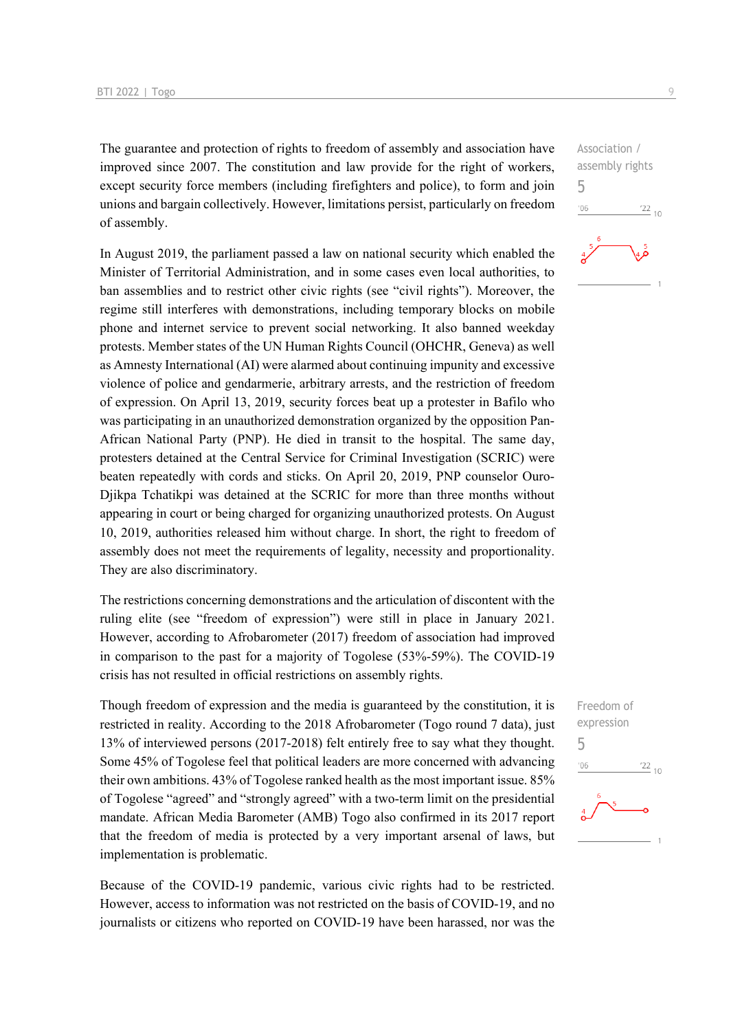The guarantee and protection of rights to freedom of assembly and association have improved since 2007. The constitution and law provide for the right of workers, except security force members (including firefighters and police), to form and join unions and bargain collectively. However, limitations persist, particularly on freedom of assembly.

Association / assembly rights
5

In August 2019, the parliament passed a law on national security which enabled the Minister of Territorial Administration, and in some cases even local authorities, to ban assemblies and to restrict other civic rights (see "civil rights"). Moreover, the regime still interferes with demonstrations, including temporary blocks on mobile phone and internet service to prevent social networking. It also banned weekday protests. Member states of the UN Human Rights Council (OHCHR, Geneva) as well as Amnesty International (AI) were alarmed about continuing impunity and excessive violence of police and gendarmerie, arbitrary arrests, and the restriction of freedom of expression. On April 13, 2019, security forces beat up a protester in Bafilo who was participating in an unauthorized demonstration organized by the opposition Pan-African National Party (PNP). He died in transit to the hospital. The same day, protesters detained at the Central Service for Criminal Investigation (SCRIC) were beaten repeatedly with cords and sticks. On April 20, 2019, PNP counselor Ouro-Djikpa Tchatikpi was detained at the SCRIC for more than three months without appearing in court or being charged for organizing unauthorized protests. On August 10, 2019, authorities released him without charge. In short, the right to freedom of assembly does not meet the requirements of legality, necessity and proportionality. They are also discriminatory.

The restrictions concerning demonstrations and the articulation of discontent with the ruling elite (see "freedom of expression") were still in place in January 2021. However, according to Afrobarometer (2017) freedom of association had improved in comparison to the past for a majority of Togolese (53%-59%). The COVID-19 crisis has not resulted in official restrictions on assembly rights.

Though freedom of expression and the media is guaranteed by the constitution, it is restricted in reality. According to the 2018 Afrobarometer (Togo round 7 data), just 13% of interviewed persons (2017-2018) felt entirely free to say what they thought. Some 45% of Togolese feel that political leaders are more concerned with advancing their own ambitions. 43% of Togolese ranked health as the most important issue. 85% of Togolese "agreed" and "strongly agreed" with a two-term limit on the presidential mandate. African Media Barometer (AMB) Togo also confirmed in its 2017 report that the freedom of media is protected by a very important arsenal of laws, but implementation is problematic.

Freedom of expression
5

Because of the COVID-19 pandemic, various civic rights had to be restricted. However, access to information was not restricted on the basis of COVID-19, and no journalists or citizens who reported on COVID-19 have been harassed, nor was the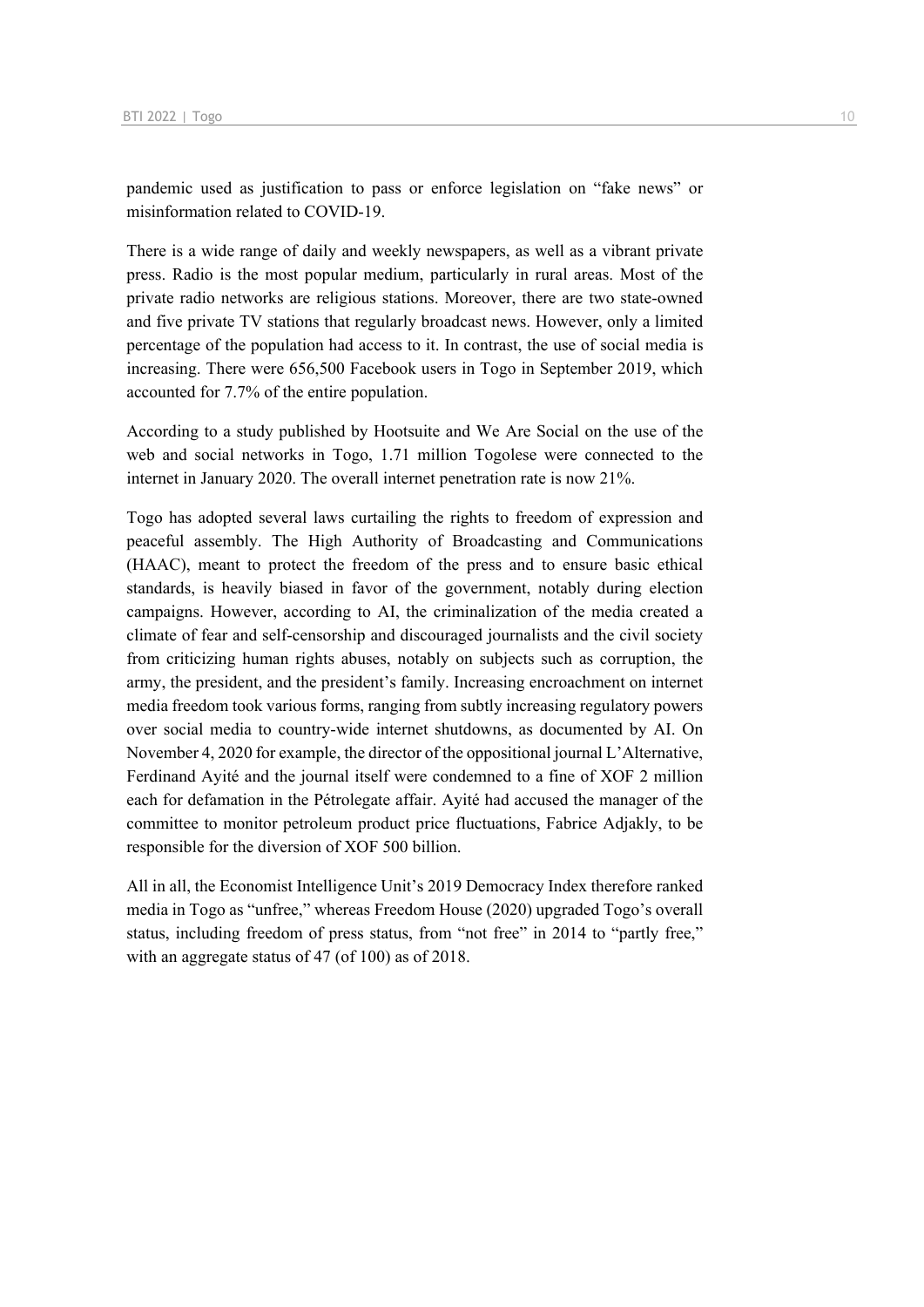pandemic used as justification to pass or enforce legislation on "fake news" or misinformation related to COVID-19.

There is a wide range of daily and weekly newspapers, as well as a vibrant private press. Radio is the most popular medium, particularly in rural areas. Most of the private radio networks are religious stations. Moreover, there are two state-owned and five private TV stations that regularly broadcast news. However, only a limited percentage of the population had access to it. In contrast, the use of social media is increasing. There were 656,500 Facebook users in Togo in September 2019, which accounted for 7.7% of the entire population.

According to a study published by Hootsuite and We Are Social on the use of the web and social networks in Togo, 1.71 million Togolese were connected to the internet in January 2020. The overall internet penetration rate is now 21%.

Togo has adopted several laws curtailing the rights to freedom of expression and peaceful assembly. The High Authority of Broadcasting and Communications (HAAC), meant to protect the freedom of the press and to ensure basic ethical standards, is heavily biased in favor of the government, notably during election campaigns. However, according to AI, the criminalization of the media created a climate of fear and self-censorship and discouraged journalists and the civil society from criticizing human rights abuses, notably on subjects such as corruption, the army, the president, and the president's family. Increasing encroachment on internet media freedom took various forms, ranging from subtly increasing regulatory powers over social media to country-wide internet shutdowns, as documented by AI. On November 4, 2020 for example, the director of the oppositional journal L'Alternative, Ferdinand Ayité and the journal itself were condemned to a fine of XOF 2 million each for defamation in the Pétrolegate affair. Ayité had accused the manager of the committee to monitor petroleum product price fluctuations, Fabrice Adjakly, to be responsible for the diversion of XOF 500 billion.

All in all, the Economist Intelligence Unit's 2019 Democracy Index therefore ranked media in Togo as "unfree," whereas Freedom House (2020) upgraded Togo's overall status, including freedom of press status, from "not free" in 2014 to "partly free," with an aggregate status of 47 (of 100) as of 2018.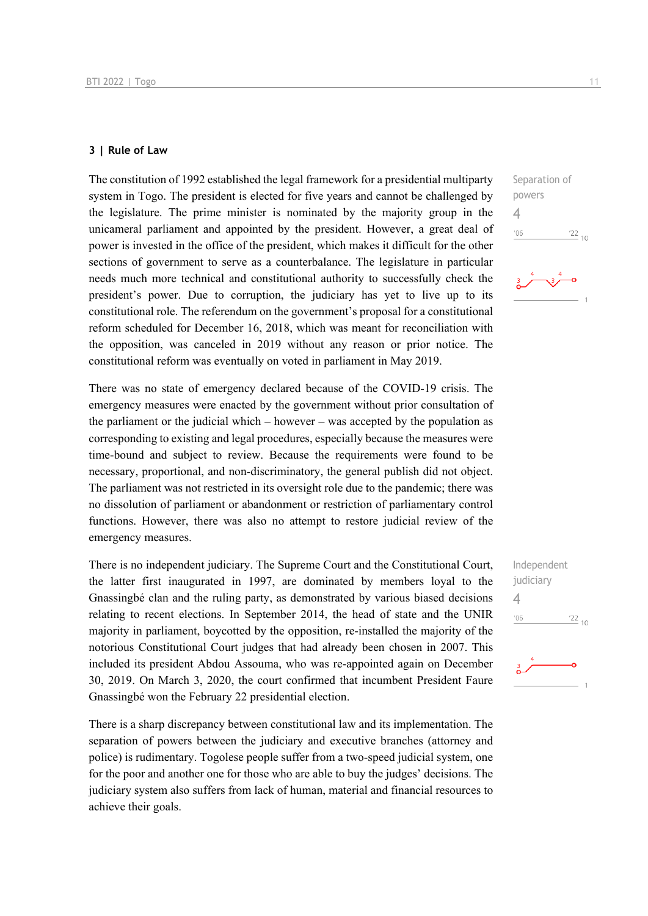### 3 | Rule of Law

Separation of powers

4

The constitution of 1992 established the legal framework for a presidential multiparty system in Togo. The president is elected for five years and cannot be challenged by the legislature. The prime minister is nominated by the majority group in the unicameral parliament and appointed by the president. However, a great deal of power is invested in the office of the president, which makes it difficult for the other sections of government to serve as a counterbalance. The legislature in particular needs much more technical and constitutional authority to successfully check the president's power. Due to corruption, the judiciary has yet to live up to its constitutional role. The referendum on the government's proposal for a constitutional reform scheduled for December 16, 2018, which was meant for reconciliation with the opposition, was canceled in 2019 without any reason or prior notice. The constitutional reform was eventually on voted in parliament in May 2019.

There was no state of emergency declared because of the COVID-19 crisis. The emergency measures were enacted by the government without prior consultation of the parliament or the judicial which – however – was accepted by the population as corresponding to existing and legal procedures, especially because the measures were time-bound and subject to review. Because the requirements were found to be necessary, proportional, and non-discriminatory, the general publish did not object. The parliament was not restricted in its oversight role due to the pandemic; there was no dissolution of parliament or abandonment or restriction of parliamentary control functions. However, there was also no attempt to restore judicial review of the emergency measures.

Independent judiciary

4

There is no independent judiciary. The Supreme Court and the Constitutional Court, the latter first inaugurated in 1997, are dominated by members loyal to the Gnassingbé clan and the ruling party, as demonstrated by various biased decisions relating to recent elections. In September 2014, the head of state and the UNIR majority in parliament, boycotted by the opposition, re-installed the majority of the notorious Constitutional Court judges that had already been chosen in 2007. This included its president Abdou Assouma, who was re-appointed again on December 30, 2019. On March 3, 2020, the court confirmed that incumbent President Faure Gnassingbé won the February 22 presidential election.

There is a sharp discrepancy between constitutional law and its implementation. The separation of powers between the judiciary and executive branches (attorney and police) is rudimentary. Togolese people suffer from a two-speed judicial system, one for the poor and another one for those who are able to buy the judges' decisions. The judiciary system also suffers from lack of human, material and financial resources to achieve their goals.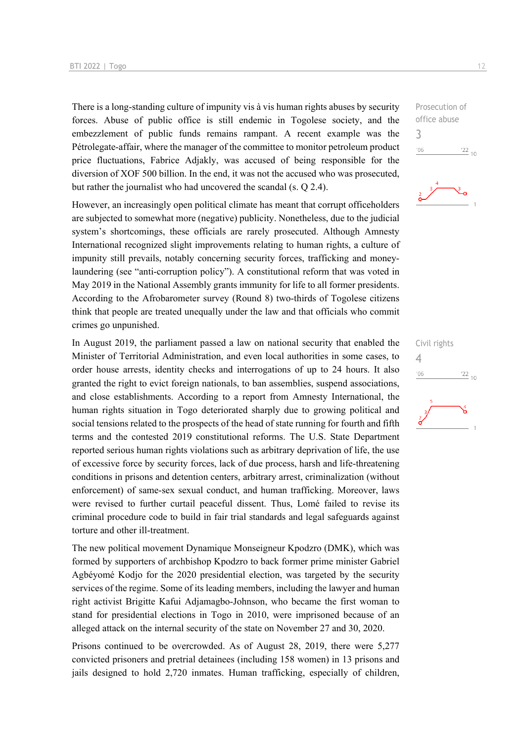There is a long-standing culture of impunity vis à vis human rights abuses by security forces. Abuse of public office is still endemic in Togolese society, and the embezzlement of public funds remains rampant. A recent example was the Pétrolegate-affair, where the manager of the committee to monitor petroleum product price fluctuations, Fabrice Adjakly, was accused of being responsible for the diversion of XOF 500 billion. In the end, it was not the accused who was prosecuted, but rather the journalist who had uncovered the scandal (s. Q 2.4).

Prosecution of office abuse
3

However, an increasingly open political climate has meant that corrupt officeholders are subjected to somewhat more (negative) publicity. Nonetheless, due to the judicial system's shortcomings, these officials are rarely prosecuted. Although Amnesty International recognized slight improvements relating to human rights, a culture of impunity still prevails, notably concerning security forces, trafficking and money-laundering (see "anti-corruption policy"). A constitutional reform that was voted in May 2019 in the National Assembly grants immunity for life to all former presidents. According to the Afrobarometer survey (Round 8) two-thirds of Togolese citizens think that people are treated unequally under the law and that officials who commit crimes go unpunished.

In August 2019, the parliament passed a law on national security that enabled the Minister of Territorial Administration, and even local authorities in some cases, to order house arrests, identity checks and interrogations of up to 24 hours. It also granted the right to evict foreign nationals, to ban assemblies, suspend associations, and close establishments. According to a report from Amnesty International, the human rights situation in Togo deteriorated sharply due to growing political and social tensions related to the prospects of the head of state running for fourth and fifth terms and the contested 2019 constitutional reforms. The U.S. State Department reported serious human rights violations such as arbitrary deprivation of life, the use of excessive force by security forces, lack of due process, harsh and life-threatening conditions in prisons and detention centers, arbitrary arrest, criminalization (without enforcement) of same-sex sexual conduct, and human trafficking. Moreover, laws were revised to further curtail peaceful dissent. Thus, Lomé failed to revise its criminal procedure code to build in fair trial standards and legal safeguards against torture and other ill-treatment.

Civil rights
4

The new political movement Dynamique Monseigneur Kpodzro (DMK), which was formed by supporters of archbishop Kpodzro to back former prime minister Gabriel Agbéyomé Kodjo for the 2020 presidential election, was targeted by the security services of the regime. Some of its leading members, including the lawyer and human right activist Brigitte Kafui Adjamagbo-Johnson, who became the first woman to stand for presidential elections in Togo in 2010, were imprisoned because of an alleged attack on the internal security of the state on November 27 and 30, 2020.

Prisons continued to be overcrowded. As of August 28, 2019, there were 5,277 convicted prisoners and pretrial detainees (including 158 women) in 13 prisons and jails designed to hold 2,720 inmates. Human trafficking, especially of children,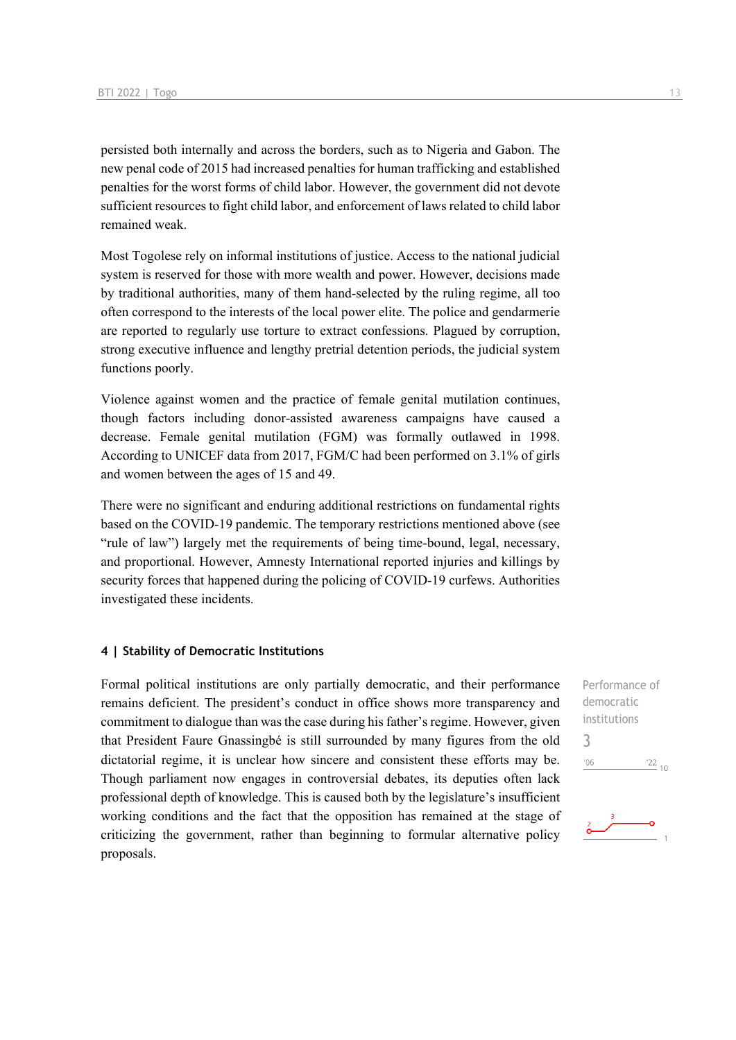persisted both internally and across the borders, such as to Nigeria and Gabon. The new penal code of 2015 had increased penalties for human trafficking and established penalties for the worst forms of child labor. However, the government did not devote sufficient resources to fight child labor, and enforcement of laws related to child labor remained weak.

Most Togolese rely on informal institutions of justice. Access to the national judicial system is reserved for those with more wealth and power. However, decisions made by traditional authorities, many of them hand-selected by the ruling regime, all too often correspond to the interests of the local power elite. The police and gendarmerie are reported to regularly use torture to extract confessions. Plagued by corruption, strong executive influence and lengthy pretrial detention periods, the judicial system functions poorly.

Violence against women and the practice of female genital mutilation continues, though factors including donor-assisted awareness campaigns have caused a decrease. Female genital mutilation (FGM) was formally outlawed in 1998. According to UNICEF data from 2017, FGM/C had been performed on 3.1% of girls and women between the ages of 15 and 49.

There were no significant and enduring additional restrictions on fundamental rights based on the COVID-19 pandemic. The temporary restrictions mentioned above (see "rule of law") largely met the requirements of being time-bound, legal, necessary, and proportional. However, Amnesty International reported injuries and killings by security forces that happened during the policing of COVID-19 curfews. Authorities investigated these incidents.

## 4 | Stability of Democratic Institutions

Performance of democratic institutions

3

'06 '22 10

Formal political institutions are only partially democratic, and their performance remains deficient. The president's conduct in office shows more transparency and commitment to dialogue than was the case during his father's regime. However, given that President Faure Gnassingbé is still surrounded by many figures from the old dictatorial regime, it is unclear how sincere and consistent these efforts may be. Though parliament now engages in controversial debates, its deputies often lack professional depth of knowledge. This is caused both by the legislature's insufficient working conditions and the fact that the opposition has remained at the stage of criticizing the government, rather than beginning to formular alternative policy proposals.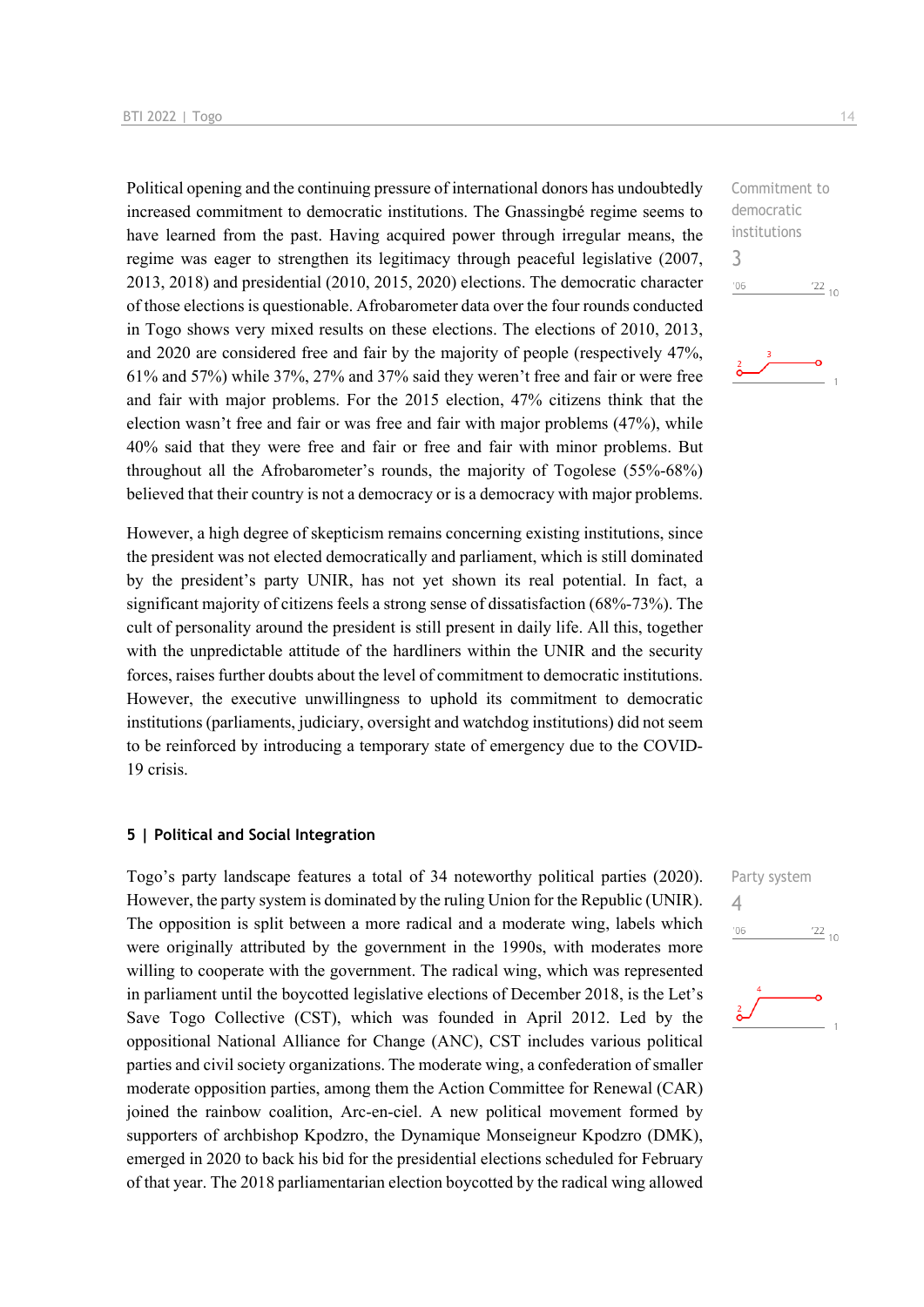Political opening and the continuing pressure of international donors has undoubtedly increased commitment to democratic institutions. The Gnassingbé regime seems to have learned from the past. Having acquired power through irregular means, the regime was eager to strengthen its legitimacy through peaceful legislative (2007, 2013, 2018) and presidential (2010, 2015, 2020) elections. The democratic character of those elections is questionable. Afrobarometer data over the four rounds conducted in Togo shows very mixed results on these elections. The elections of 2010, 2013, and 2020 are considered free and fair by the majority of people (respectively 47%, 61% and 57%) while 37%, 27% and 37% said they weren't free and fair or were free and fair with major problems. For the 2015 election, 47% citizens think that the election wasn't free and fair or was free and fair with major problems (47%), while 40% said that they were free and fair or free and fair with minor problems. But throughout all the Afrobarometer's rounds, the majority of Togolese (55%-68%) believed that their country is not a democracy or is a democracy with major problems.

Commitment to democratic institutions
3

However, a high degree of skepticism remains concerning existing institutions, since the president was not elected democratically and parliament, which is still dominated by the president's party UNIR, has not yet shown its real potential. In fact, a significant majority of citizens feels a strong sense of dissatisfaction (68%-73%). The cult of personality around the president is still present in daily life. All this, together with the unpredictable attitude of the hardliners within the UNIR and the security forces, raises further doubts about the level of commitment to democratic institutions. However, the executive unwillingness to uphold its commitment to democratic institutions (parliaments, judiciary, oversight and watchdog institutions) did not seem to be reinforced by introducing a temporary state of emergency due to the COVID-19 crisis.

## 5 | Political and Social Integration

Togo's party landscape features a total of 34 noteworthy political parties (2020). However, the party system is dominated by the ruling Union for the Republic (UNIR). The opposition is split between a more radical and a moderate wing, labels which were originally attributed by the government in the 1990s, with moderates more willing to cooperate with the government. The radical wing, which was represented in parliament until the boycotted legislative elections of December 2018, is the Let's Save Togo Collective (CST), which was founded in April 2012. Led by the oppositional National Alliance for Change (ANC), CST includes various political parties and civil society organizations. The moderate wing, a confederation of smaller moderate opposition parties, among them the Action Committee for Renewal (CAR) joined the rainbow coalition, Arc-en-ciel. A new political movement formed by supporters of archbishop Kpodzro, the Dynamique Monseigneur Kpodzro (DMK), emerged in 2020 to back his bid for the presidential elections scheduled for February of that year. The 2018 parliamentarian election boycotted by the radical wing allowed

Party system
4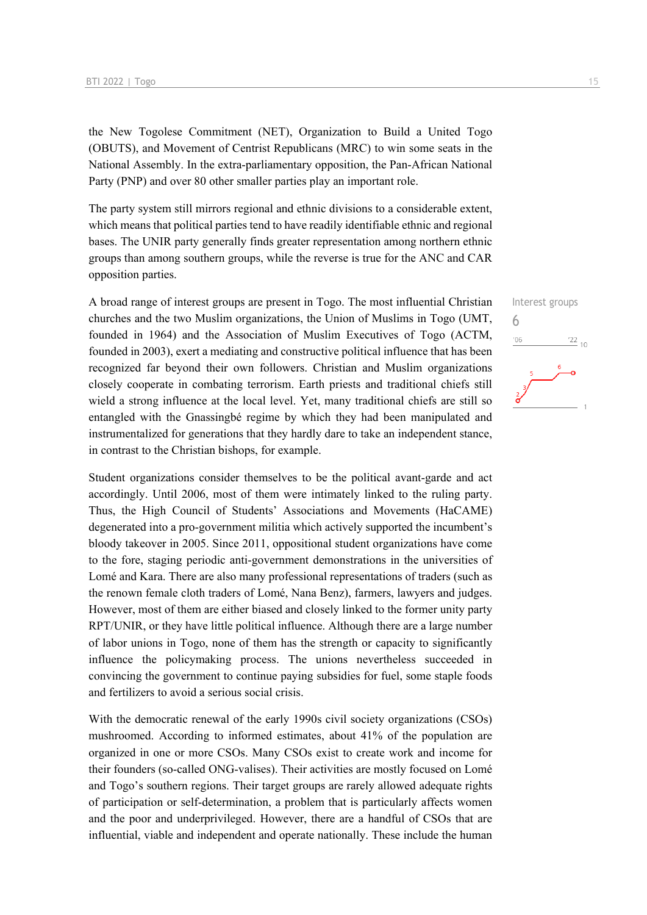the New Togolese Commitment (NET), Organization to Build a United Togo (OBUTS), and Movement of Centrist Republicans (MRC) to win some seats in the National Assembly. In the extra-parliamentary opposition, the Pan-African National Party (PNP) and over 80 other smaller parties play an important role.

The party system still mirrors regional and ethnic divisions to a considerable extent, which means that political parties tend to have readily identifiable ethnic and regional bases. The UNIR party generally finds greater representation among northern ethnic groups than among southern groups, while the reverse is true for the ANC and CAR opposition parties.

Interest groups
6

A broad range of interest groups are present in Togo. The most influential Christian churches and the two Muslim organizations, the Union of Muslims in Togo (UMT, founded in 1964) and the Association of Muslim Executives of Togo (ACTM, founded in 2003), exert a mediating and constructive political influence that has been recognized far beyond their own followers. Christian and Muslim organizations closely cooperate in combating terrorism. Earth priests and traditional chiefs still wield a strong influence at the local level. Yet, many traditional chiefs are still so entangled with the Gnassingbé regime by which they had been manipulated and instrumentalized for generations that they hardly dare to take an independent stance, in contrast to the Christian bishops, for example.

Student organizations consider themselves to be the political avant-garde and act accordingly. Until 2006, most of them were intimately linked to the ruling party. Thus, the High Council of Students' Associations and Movements (HaCAME) degenerated into a pro-government militia which actively supported the incumbent's bloody takeover in 2005. Since 2011, oppositional student organizations have come to the fore, staging periodic anti-government demonstrations in the universities of Lomé and Kara. There are also many professional representations of traders (such as the renown female cloth traders of Lomé, Nana Benz), farmers, lawyers and judges. However, most of them are either biased and closely linked to the former unity party RPT/UNIR, or they have little political influence. Although there are a large number of labor unions in Togo, none of them has the strength or capacity to significantly influence the policymaking process. The unions nevertheless succeeded in convincing the government to continue paying subsidies for fuel, some staple foods and fertilizers to avoid a serious social crisis.

With the democratic renewal of the early 1990s civil society organizations (CSOs) mushroomed. According to informed estimates, about 41% of the population are organized in one or more CSOs. Many CSOs exist to create work and income for their founders (so-called ONG-valises). Their activities are mostly focused on Lomé and Togo's southern regions. Their target groups are rarely allowed adequate rights of participation or self-determination, a problem that is particularly affects women and the poor and underprivileged. However, there are a handful of CSOs that are influential, viable and independent and operate nationally. These include the human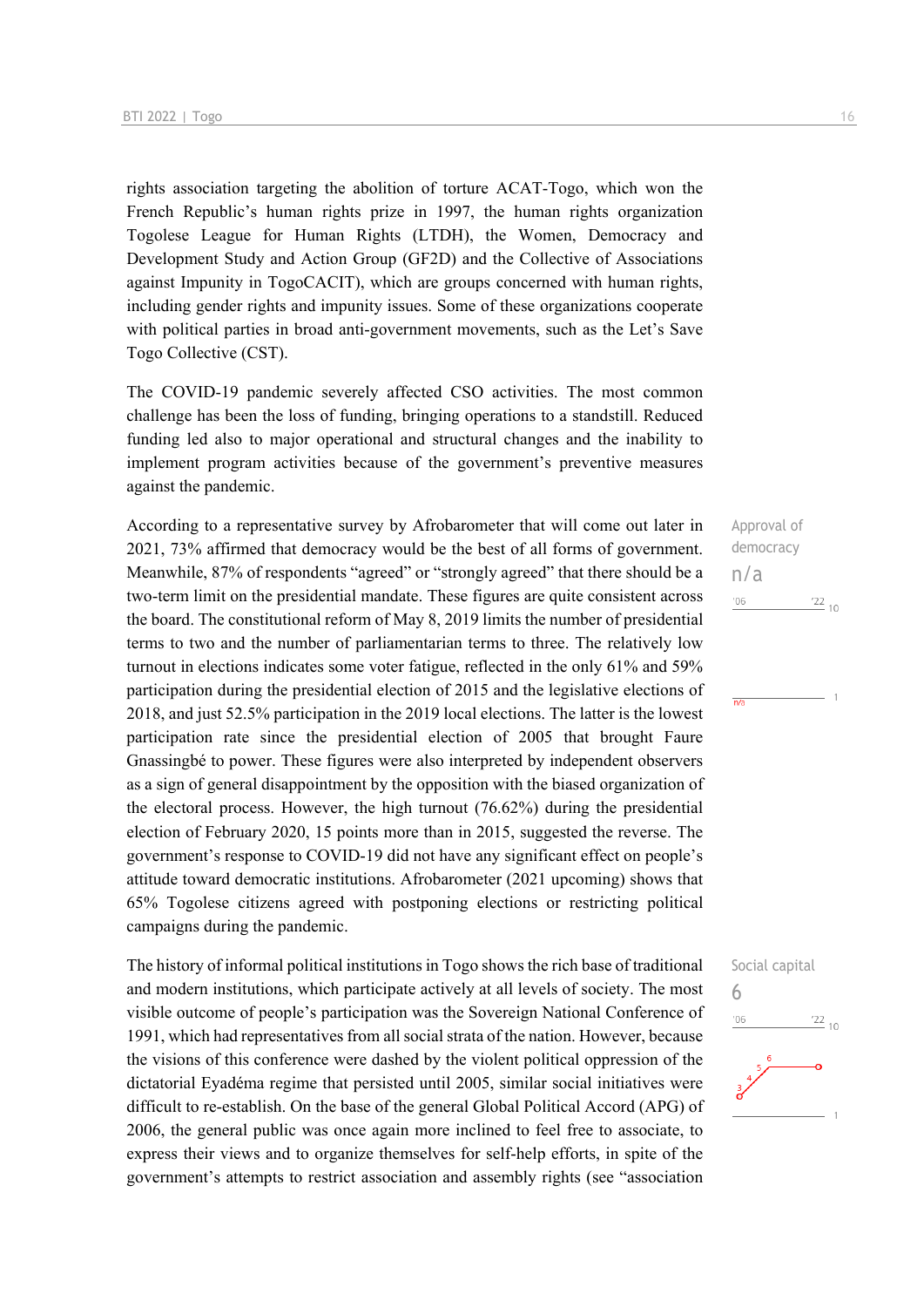rights association targeting the abolition of torture ACAT-Togo, which won the French Republic's human rights prize in 1997, the human rights organization Togolese League for Human Rights (LTDH), the Women, Democracy and Development Study and Action Group (GF2D) and the Collective of Associations against Impunity in TogoCACIT), which are groups concerned with human rights, including gender rights and impunity issues. Some of these organizations cooperate with political parties in broad anti-government movements, such as the Let's Save Togo Collective (CST).

The COVID-19 pandemic severely affected CSO activities. The most common challenge has been the loss of funding, bringing operations to a standstill. Reduced funding led also to major operational and structural changes and the inability to implement program activities because of the government's preventive measures against the pandemic.

Approval of democracy
n/a

According to a representative survey by Afrobarometer that will come out later in 2021, 73% affirmed that democracy would be the best of all forms of government. Meanwhile, 87% of respondents "agreed" or "strongly agreed" that there should be a two-term limit on the presidential mandate. These figures are quite consistent across the board. The constitutional reform of May 8, 2019 limits the number of presidential terms to two and the number of parliamentarian terms to three. The relatively low turnout in elections indicates some voter fatigue, reflected in the only 61% and 59% participation during the presidential election of 2015 and the legislative elections of 2018, and just 52.5% participation in the 2019 local elections. The latter is the lowest participation rate since the presidential election of 2005 that brought Faure Gnassingbé to power. These figures were also interpreted by independent observers as a sign of general disappointment by the opposition with the biased organization of the electoral process. However, the high turnout (76.62%) during the presidential election of February 2020, 15 points more than in 2015, suggested the reverse. The government's response to COVID-19 did not have any significant effect on people's attitude toward democratic institutions. Afrobarometer (2021 upcoming) shows that 65% Togolese citizens agreed with postponing elections or restricting political campaigns during the pandemic.

Social capital
6

The history of informal political institutions in Togo shows the rich base of traditional and modern institutions, which participate actively at all levels of society. The most visible outcome of people's participation was the Sovereign National Conference of 1991, which had representatives from all social strata of the nation. However, because the visions of this conference were dashed by the violent political oppression of the dictatorial Eyadéma regime that persisted until 2005, similar social initiatives were difficult to re-establish. On the base of the general Global Political Accord (APG) of 2006, the general public was once again more inclined to feel free to associate, to express their views and to organize themselves for self-help efforts, in spite of the government's attempts to restrict association and assembly rights (see "association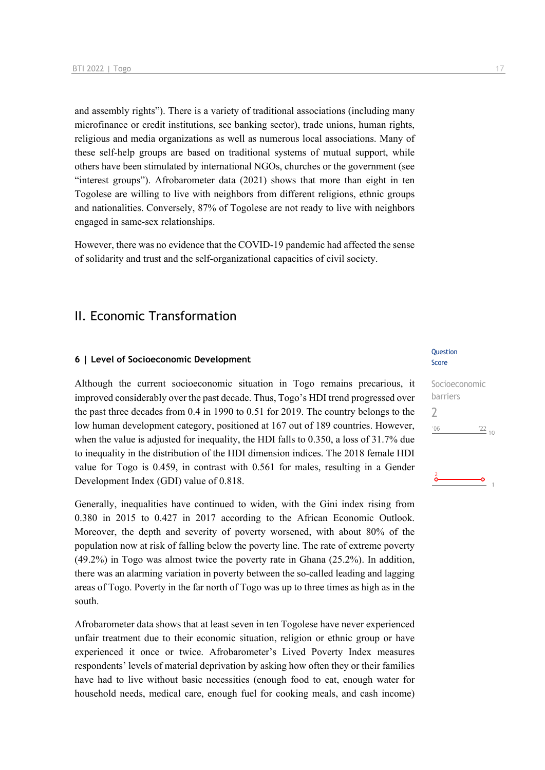and assembly rights"). There is a variety of traditional associations (including many microfinance or credit institutions, see banking sector), trade unions, human rights, religious and media organizations as well as numerous local associations. Many of these self-help groups are based on traditional systems of mutual support, while others have been stimulated by international NGOs, churches or the government (see "interest groups"). Afrobarometer data (2021) shows that more than eight in ten Togolese are willing to live with neighbors from different religions, ethnic groups and nationalities. Conversely, 87% of Togolese are not ready to live with neighbors engaged in same-sex relationships.

However, there was no evidence that the COVID-19 pandemic had affected the sense of solidarity and trust and the self-organizational capacities of civil society.

## II. Economic Transformation

### 6 | Level of Socioeconomic Development

Question Score

Socioeconomic barriers

2

Although the current socioeconomic situation in Togo remains precarious, it improved considerably over the past decade. Thus, Togo's HDI trend progressed over the past three decades from 0.4 in 1990 to 0.51 for 2019. The country belongs to the low human development category, positioned at 167 out of 189 countries. However, when the value is adjusted for inequality, the HDI falls to 0.350, a loss of 31.7% due to inequality in the distribution of the HDI dimension indices. The 2018 female HDI value for Togo is 0.459, in contrast with 0.561 for males, resulting in a Gender Development Index (GDI) value of 0.818.

Generally, inequalities have continued to widen, with the Gini index rising from 0.380 in 2015 to 0.427 in 2017 according to the African Economic Outlook. Moreover, the depth and severity of poverty worsened, with about 80% of the population now at risk of falling below the poverty line. The rate of extreme poverty (49.2%) in Togo was almost twice the poverty rate in Ghana (25.2%). In addition, there was an alarming variation in poverty between the so-called leading and lagging areas of Togo. Poverty in the far north of Togo was up to three times as high as in the south.

Afrobarometer data shows that at least seven in ten Togolese have never experienced unfair treatment due to their economic situation, religion or ethnic group or have experienced it once or twice. Afrobarometer's Lived Poverty Index measures respondents' levels of material deprivation by asking how often they or their families have had to live without basic necessities (enough food to eat, enough water for household needs, medical care, enough fuel for cooking meals, and cash income)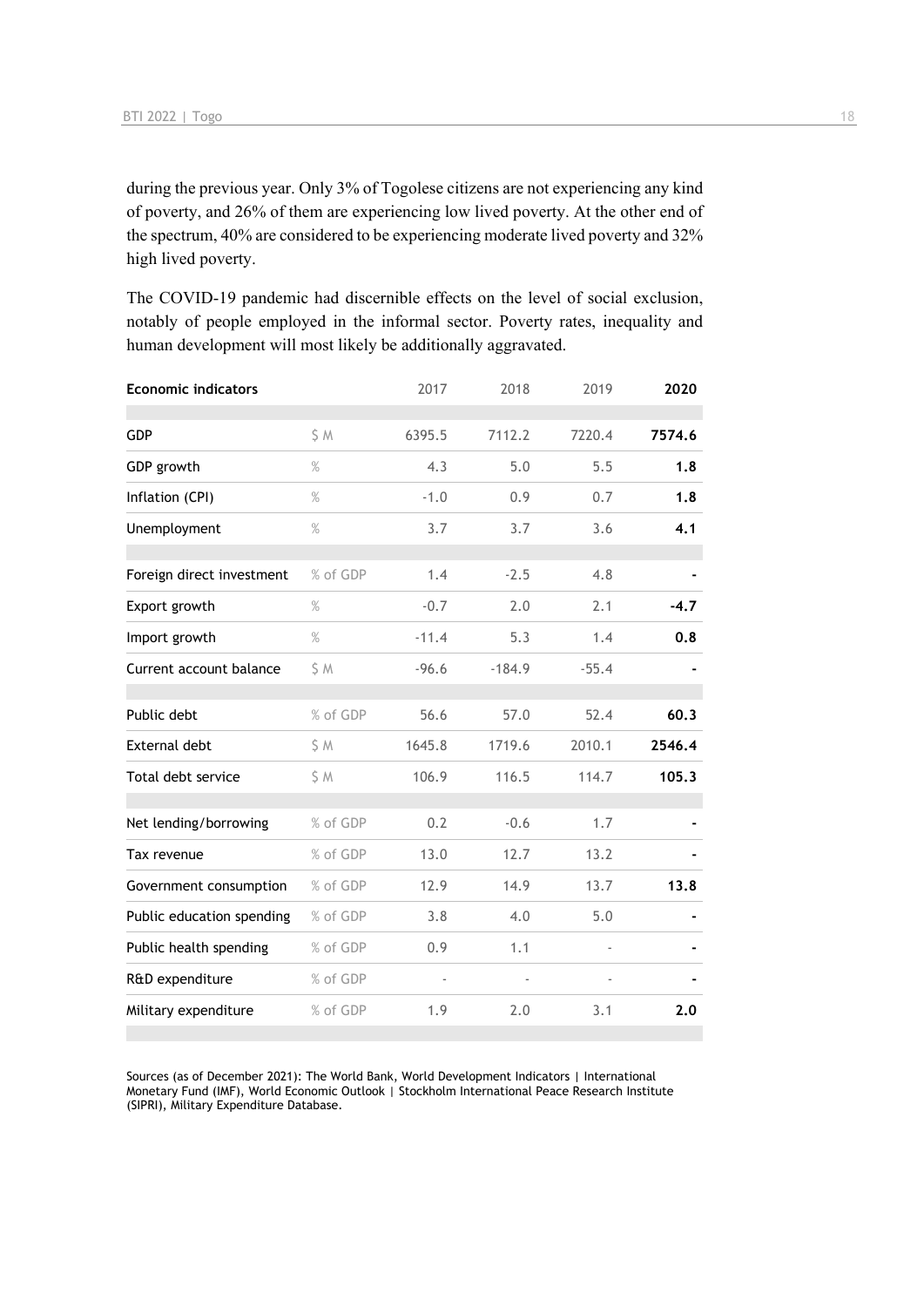during the previous year. Only 3% of Togolese citizens are not experiencing any kind of poverty, and 26% of them are experiencing low lived poverty. At the other end of the spectrum, 40% are considered to be experiencing moderate lived poverty and 32% high lived poverty.

The COVID-19 pandemic had discernible effects on the level of social exclusion, notably of people employed in the informal sector. Poverty rates, inequality and human development will most likely be additionally aggravated.

| Economic indicators | | 2017 | 2018 | 2019 | 2020 |
|---|---|---|---|---|---|
| GDP | $ M | 6395.5 | 7112.2 | 7220.4 | **7574.6** |
| GDP growth | % | 4.3 | 5.0 | 5.5 | **1.8** |
| Inflation (CPI) | % | -1.0 | 0.9 | 0.7 | **1.8** |
| Unemployment | % | 3.7 | 3.7 | 3.6 | **4.1** |
| Foreign direct investment | % of GDP | 1.4 | -2.5 | 4.8 | **-** |
| Export growth | % | -0.7 | 2.0 | 2.1 | **-4.7** |
| Import growth | % | -11.4 | 5.3 | 1.4 | **0.8** |
| Current account balance | $ M | -96.6 | -184.9 | -55.4 | **-** |
| Public debt | % of GDP | 56.6 | 57.0 | 52.4 | **60.3** |
| External debt | $ M | 1645.8 | 1719.6 | 2010.1 | **2546.4** |
| Total debt service | $ M | 106.9 | 116.5 | 114.7 | **105.3** |
| Net lending/borrowing | % of GDP | 0.2 | -0.6 | 1.7 | **-** |
| Tax revenue | % of GDP | 13.0 | 12.7 | 13.2 | **-** |
| Government consumption | % of GDP | 12.9 | 14.9 | 13.7 | **13.8** |
| Public education spending | % of GDP | 3.8 | 4.0 | 5.0 | **-** |
| Public health spending | % of GDP | 0.9 | 1.1 | - | **-** |
| R&D expenditure | % of GDP | - | - | - | **-** |
| Military expenditure | % of GDP | 1.9 | 2.0 | 3.1 | **2.0** |

Sources (as of December 2021): The World Bank, World Development Indicators | International Monetary Fund (IMF), World Economic Outlook | Stockholm International Peace Research Institute (SIPRI), Military Expenditure Database.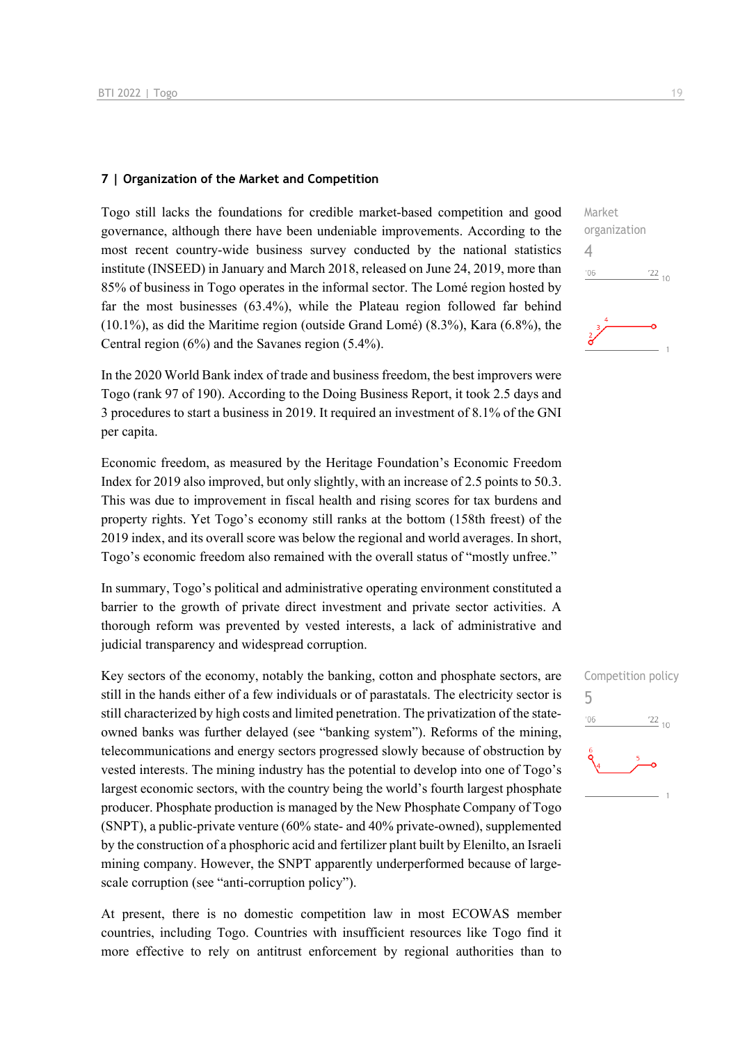## 7 | Organization of the Market and Competition

Market organization
4

Togo still lacks the foundations for credible market-based competition and good governance, although there have been undeniable improvements. According to the most recent country-wide business survey conducted by the national statistics institute (INSEED) in January and March 2018, released on June 24, 2019, more than 85% of business in Togo operates in the informal sector. The Lomé region hosted by far the most businesses (63.4%), while the Plateau region followed far behind (10.1%), as did the Maritime region (outside Grand Lomé) (8.3%), Kara (6.8%), the Central region (6%) and the Savanes region (5.4%).

In the 2020 World Bank index of trade and business freedom, the best improvers were Togo (rank 97 of 190). According to the Doing Business Report, it took 2.5 days and 3 procedures to start a business in 2019. It required an investment of 8.1% of the GNI per capita.

Economic freedom, as measured by the Heritage Foundation's Economic Freedom Index for 2019 also improved, but only slightly, with an increase of 2.5 points to 50.3. This was due to improvement in fiscal health and rising scores for tax burdens and property rights. Yet Togo's economy still ranks at the bottom (158th freest) of the 2019 index, and its overall score was below the regional and world averages. In short, Togo's economic freedom also remained with the overall status of "mostly unfree."

In summary, Togo's political and administrative operating environment constituted a barrier to the growth of private direct investment and private sector activities. A thorough reform was prevented by vested interests, a lack of administrative and judicial transparency and widespread corruption.

Competition policy
5

Key sectors of the economy, notably the banking, cotton and phosphate sectors, are still in the hands either of a few individuals or of parastatals. The electricity sector is still characterized by high costs and limited penetration. The privatization of the state-owned banks was further delayed (see "banking system"). Reforms of the mining, telecommunications and energy sectors progressed slowly because of obstruction by vested interests. The mining industry has the potential to develop into one of Togo's largest economic sectors, with the country being the world's fourth largest phosphate producer. Phosphate production is managed by the New Phosphate Company of Togo (SNPT), a public-private venture (60% state- and 40% private-owned), supplemented by the construction of a phosphoric acid and fertilizer plant built by Elenilto, an Israeli mining company. However, the SNPT apparently underperformed because of large-scale corruption (see "anti-corruption policy").

At present, there is no domestic competition law in most ECOWAS member countries, including Togo. Countries with insufficient resources like Togo find it more effective to rely on antitrust enforcement by regional authorities than to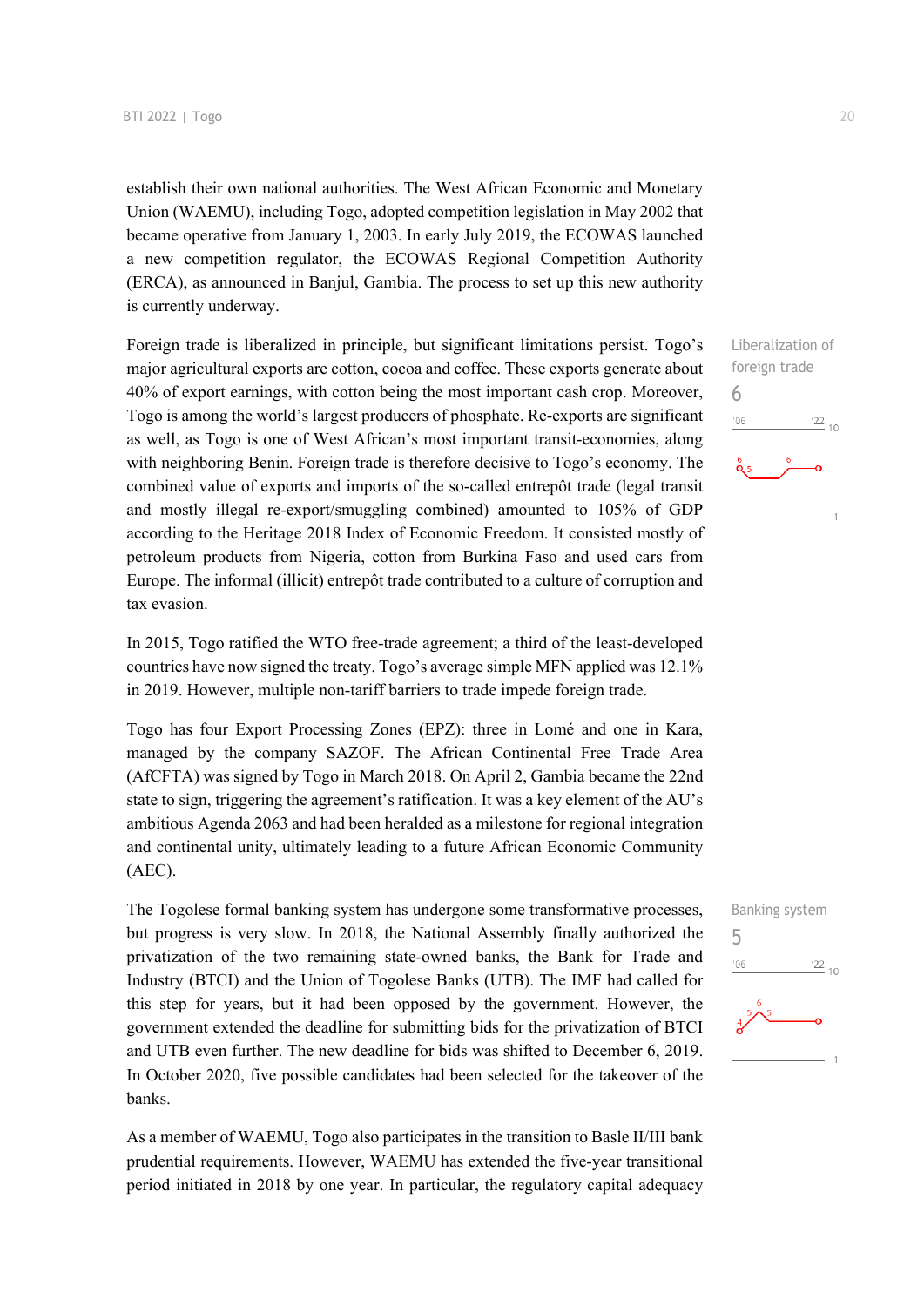establish their own national authorities. The West African Economic and Monetary Union (WAEMU), including Togo, adopted competition legislation in May 2002 that became operative from January 1, 2003. In early July 2019, the ECOWAS launched a new competition regulator, the ECOWAS Regional Competition Authority (ERCA), as announced in Banjul, Gambia. The process to set up this new authority is currently underway.

Liberalization of foreign trade
6

Foreign trade is liberalized in principle, but significant limitations persist. Togo's major agricultural exports are cotton, cocoa and coffee. These exports generate about 40% of export earnings, with cotton being the most important cash crop. Moreover, Togo is among the world's largest producers of phosphate. Re-exports are significant as well, as Togo is one of West African's most important transit-economies, along with neighboring Benin. Foreign trade is therefore decisive to Togo's economy. The combined value of exports and imports of the so-called entrepôt trade (legal transit and mostly illegal re-export/smuggling combined) amounted to 105% of GDP according to the Heritage 2018 Index of Economic Freedom. It consisted mostly of petroleum products from Nigeria, cotton from Burkina Faso and used cars from Europe. The informal (illicit) entrepôt trade contributed to a culture of corruption and tax evasion.

In 2015, Togo ratified the WTO free-trade agreement; a third of the least-developed countries have now signed the treaty. Togo's average simple MFN applied was 12.1% in 2019. However, multiple non-tariff barriers to trade impede foreign trade.

Togo has four Export Processing Zones (EPZ): three in Lomé and one in Kara, managed by the company SAZOF. The African Continental Free Trade Area (AfCFTA) was signed by Togo in March 2018. On April 2, Gambia became the 22nd state to sign, triggering the agreement's ratification. It was a key element of the AU's ambitious Agenda 2063 and had been heralded as a milestone for regional integration and continental unity, ultimately leading to a future African Economic Community (AEC).

Banking system
5

The Togolese formal banking system has undergone some transformative processes, but progress is very slow. In 2018, the National Assembly finally authorized the privatization of the two remaining state-owned banks, the Bank for Trade and Industry (BTCI) and the Union of Togolese Banks (UTB). The IMF had called for this step for years, but it had been opposed by the government. However, the government extended the deadline for submitting bids for the privatization of BTCI and UTB even further. The new deadline for bids was shifted to December 6, 2019. In October 2020, five possible candidates had been selected for the takeover of the banks.

As a member of WAEMU, Togo also participates in the transition to Basle II/III bank prudential requirements. However, WAEMU has extended the five-year transitional period initiated in 2018 by one year. In particular, the regulatory capital adequacy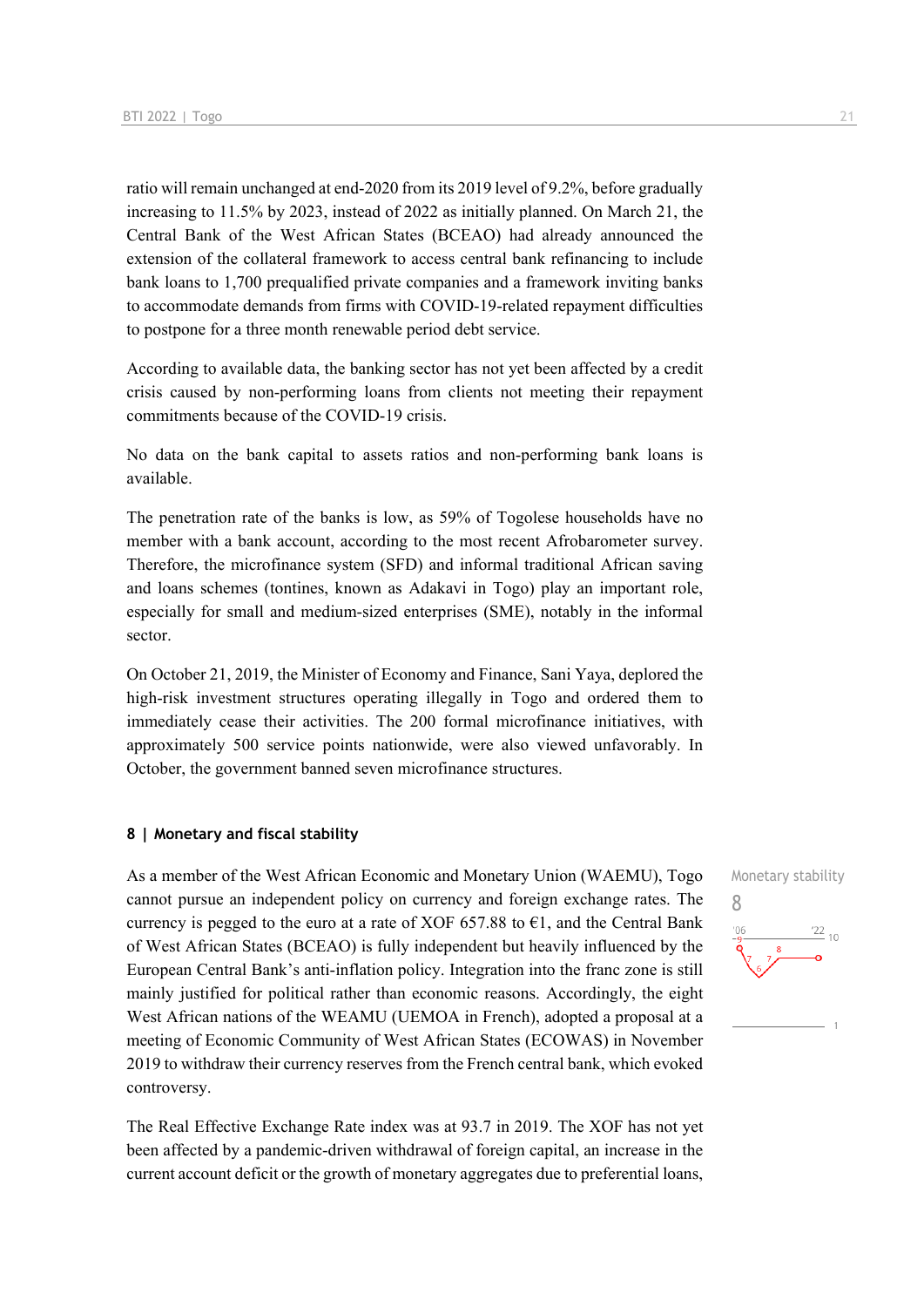ratio will remain unchanged at end-2020 from its 2019 level of 9.2%, before gradually increasing to 11.5% by 2023, instead of 2022 as initially planned. On March 21, the Central Bank of the West African States (BCEAO) had already announced the extension of the collateral framework to access central bank refinancing to include bank loans to 1,700 prequalified private companies and a framework inviting banks to accommodate demands from firms with COVID-19-related repayment difficulties to postpone for a three month renewable period debt service.

According to available data, the banking sector has not yet been affected by a credit crisis caused by non-performing loans from clients not meeting their repayment commitments because of the COVID-19 crisis.

No data on the bank capital to assets ratios and non-performing bank loans is available.

The penetration rate of the banks is low, as 59% of Togolese households have no member with a bank account, according to the most recent Afrobarometer survey. Therefore, the microfinance system (SFD) and informal traditional African saving and loans schemes (tontines, known as Adakavi in Togo) play an important role, especially for small and medium-sized enterprises (SME), notably in the informal sector.

On October 21, 2019, the Minister of Economy and Finance, Sani Yaya, deplored the high-risk investment structures operating illegally in Togo and ordered them to immediately cease their activities. The 200 formal microfinance initiatives, with approximately 500 service points nationwide, were also viewed unfavorably. In October, the government banned seven microfinance structures.

#### 8 | Monetary and fiscal stability

Monetary stability
8

As a member of the West African Economic and Monetary Union (WAEMU), Togo cannot pursue an independent policy on currency and foreign exchange rates. The currency is pegged to the euro at a rate of XOF 657.88 to €1, and the Central Bank of West African States (BCEAO) is fully independent but heavily influenced by the European Central Bank's anti-inflation policy. Integration into the franc zone is still mainly justified for political rather than economic reasons. Accordingly, the eight West African nations of the WEAMU (UEMOA in French), adopted a proposal at a meeting of Economic Community of West African States (ECOWAS) in November 2019 to withdraw their currency reserves from the French central bank, which evoked controversy.

The Real Effective Exchange Rate index was at 93.7 in 2019. The XOF has not yet been affected by a pandemic-driven withdrawal of foreign capital, an increase in the current account deficit or the growth of monetary aggregates due to preferential loans,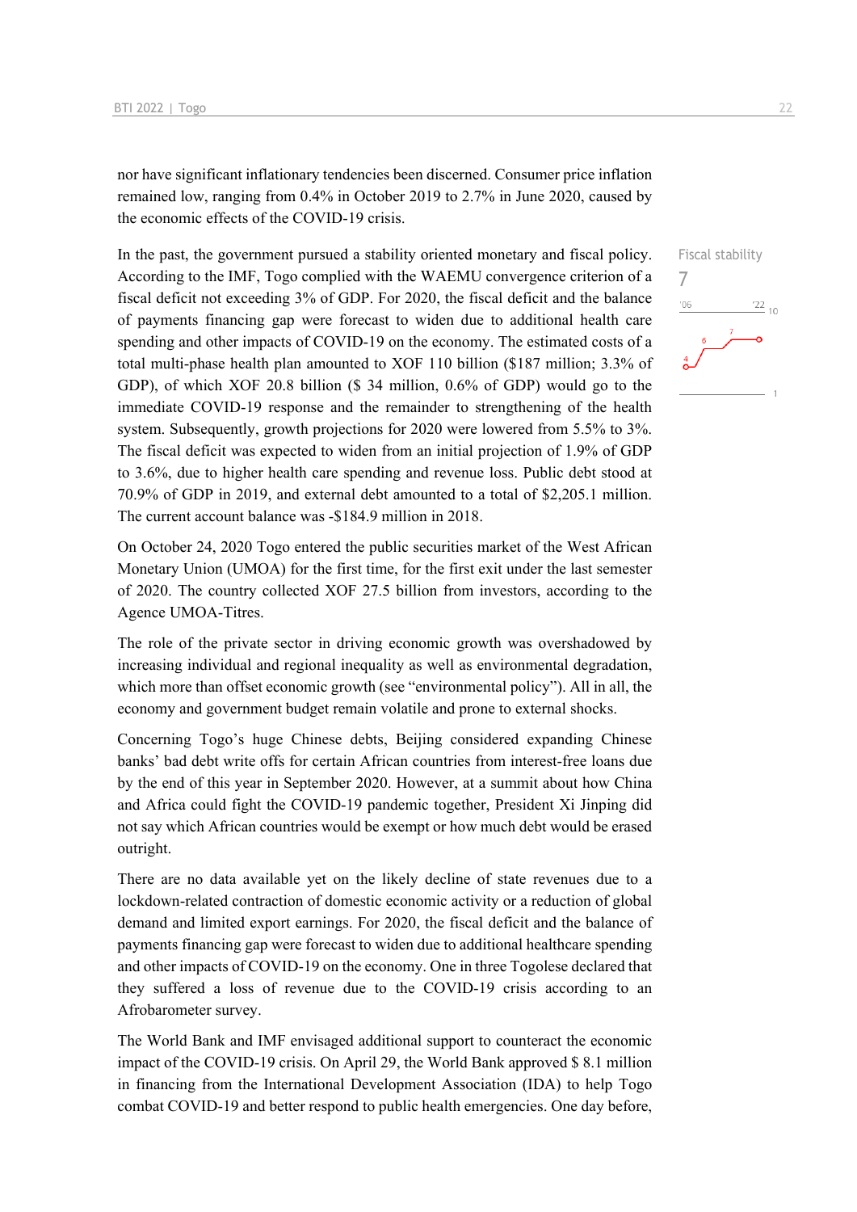nor have significant inflationary tendencies been discerned. Consumer price inflation remained low, ranging from 0.4% in October 2019 to 2.7% in June 2020, caused by the economic effects of the COVID-19 crisis.

Fiscal stability
7

In the past, the government pursued a stability oriented monetary and fiscal policy. According to the IMF, Togo complied with the WAEMU convergence criterion of a fiscal deficit not exceeding 3% of GDP. For 2020, the fiscal deficit and the balance of payments financing gap were forecast to widen due to additional health care spending and other impacts of COVID-19 on the economy. The estimated costs of a total multi-phase health plan amounted to XOF 110 billion ($187 million; 3.3% of GDP), of which XOF 20.8 billion ($ 34 million, 0.6% of GDP) would go to the immediate COVID-19 response and the remainder to strengthening of the health system. Subsequently, growth projections for 2020 were lowered from 5.5% to 3%. The fiscal deficit was expected to widen from an initial projection of 1.9% of GDP to 3.6%, due to higher health care spending and revenue loss. Public debt stood at 70.9% of GDP in 2019, and external debt amounted to a total of $2,205.1 million. The current account balance was -$184.9 million in 2018.

On October 24, 2020 Togo entered the public securities market of the West African Monetary Union (UMOA) for the first time, for the first exit under the last semester of 2020. The country collected XOF 27.5 billion from investors, according to the Agence UMOA-Titres.

The role of the private sector in driving economic growth was overshadowed by increasing individual and regional inequality as well as environmental degradation, which more than offset economic growth (see "environmental policy"). All in all, the economy and government budget remain volatile and prone to external shocks.

Concerning Togo's huge Chinese debts, Beijing considered expanding Chinese banks' bad debt write offs for certain African countries from interest-free loans due by the end of this year in September 2020. However, at a summit about how China and Africa could fight the COVID-19 pandemic together, President Xi Jinping did not say which African countries would be exempt or how much debt would be erased outright.

There are no data available yet on the likely decline of state revenues due to a lockdown-related contraction of domestic economic activity or a reduction of global demand and limited export earnings. For 2020, the fiscal deficit and the balance of payments financing gap were forecast to widen due to additional healthcare spending and other impacts of COVID-19 on the economy. One in three Togolese declared that they suffered a loss of revenue due to the COVID-19 crisis according to an Afrobarometer survey.

The World Bank and IMF envisaged additional support to counteract the economic impact of the COVID-19 crisis. On April 29, the World Bank approved $ 8.1 million in financing from the International Development Association (IDA) to help Togo combat COVID-19 and better respond to public health emergencies. One day before,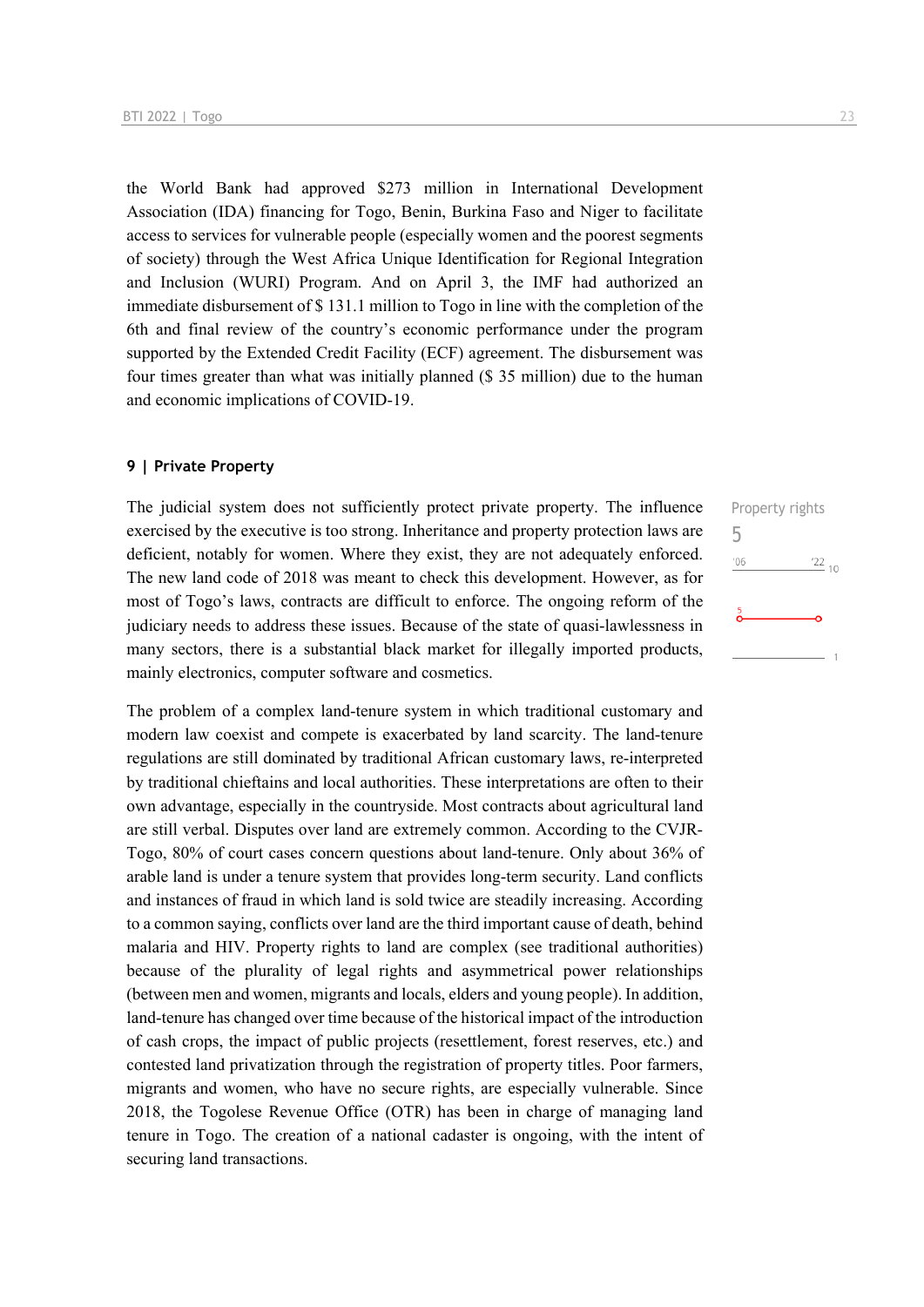the World Bank had approved $273 million in International Development Association (IDA) financing for Togo, Benin, Burkina Faso and Niger to facilitate access to services for vulnerable people (especially women and the poorest segments of society) through the West Africa Unique Identification for Regional Integration and Inclusion (WURI) Program. And on April 3, the IMF had authorized an immediate disbursement of $ 131.1 million to Togo in line with the completion of the 6th and final review of the country's economic performance under the program supported by the Extended Credit Facility (ECF) agreement. The disbursement was four times greater than what was initially planned ($ 35 million) due to the human and economic implications of COVID-19.

### 9 | Private Property

Property rights
5

The judicial system does not sufficiently protect private property. The influence exercised by the executive is too strong. Inheritance and property protection laws are deficient, notably for women. Where they exist, they are not adequately enforced. The new land code of 2018 was meant to check this development. However, as for most of Togo's laws, contracts are difficult to enforce. The ongoing reform of the judiciary needs to address these issues. Because of the state of quasi-lawlessness in many sectors, there is a substantial black market for illegally imported products, mainly electronics, computer software and cosmetics.

The problem of a complex land-tenure system in which traditional customary and modern law coexist and compete is exacerbated by land scarcity. The land-tenure regulations are still dominated by traditional African customary laws, re-interpreted by traditional chieftains and local authorities. These interpretations are often to their own advantage, especially in the countryside. Most contracts about agricultural land are still verbal. Disputes over land are extremely common. According to the CVJR-Togo, 80% of court cases concern questions about land-tenure. Only about 36% of arable land is under a tenure system that provides long-term security. Land conflicts and instances of fraud in which land is sold twice are steadily increasing. According to a common saying, conflicts over land are the third important cause of death, behind malaria and HIV. Property rights to land are complex (see traditional authorities) because of the plurality of legal rights and asymmetrical power relationships (between men and women, migrants and locals, elders and young people). In addition, land-tenure has changed over time because of the historical impact of the introduction of cash crops, the impact of public projects (resettlement, forest reserves, etc.) and contested land privatization through the registration of property titles. Poor farmers, migrants and women, who have no secure rights, are especially vulnerable. Since 2018, the Togolese Revenue Office (OTR) has been in charge of managing land tenure in Togo. The creation of a national cadaster is ongoing, with the intent of securing land transactions.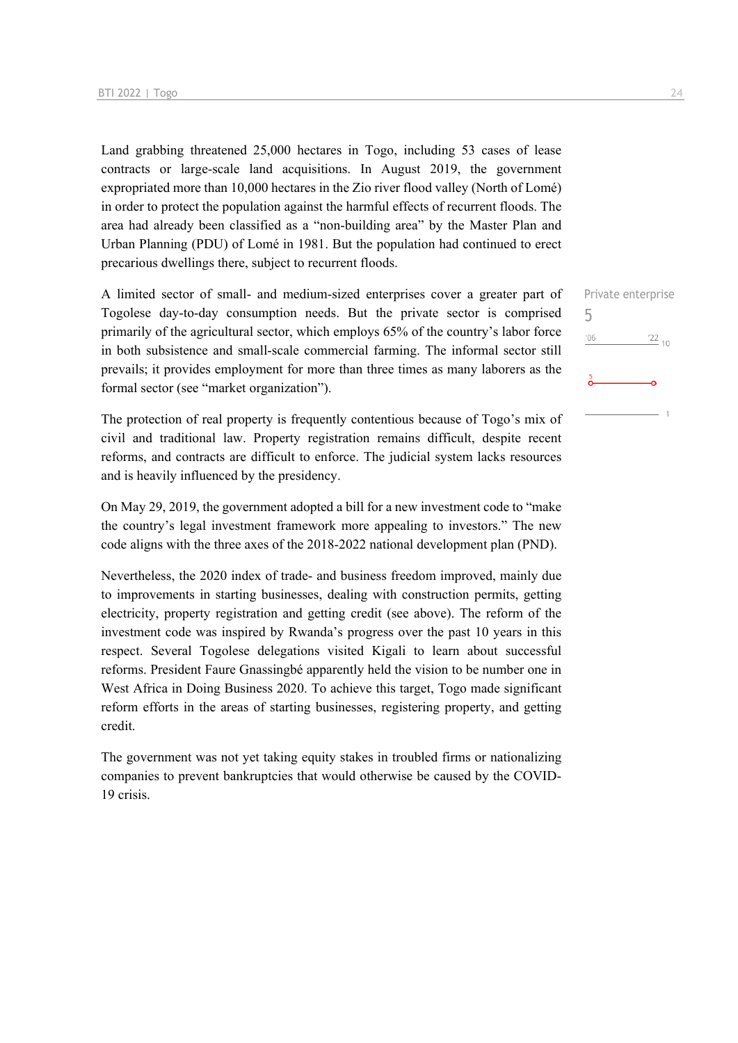Land grabbing threatened 25,000 hectares in Togo, including 53 cases of lease contracts or large-scale land acquisitions. In August 2019, the government expropriated more than 10,000 hectares in the Zio river flood valley (North of Lomé) in order to protect the population against the harmful effects of recurrent floods. The area had already been classified as a "non-building area" by the Master Plan and Urban Planning (PDU) of Lomé in 1981. But the population had continued to erect precarious dwellings there, subject to recurrent floods.

Private enterprise
5

'06 '22 10

A limited sector of small- and medium-sized enterprises cover a greater part of Togolese day-to-day consumption needs. But the private sector is comprised primarily of the agricultural sector, which employs 65% of the country's labor force in both subsistence and small-scale commercial farming. The informal sector still prevails; it provides employment for more than three times as many laborers as the formal sector (see "market organization").

The protection of real property is frequently contentious because of Togo's mix of civil and traditional law. Property registration remains difficult, despite recent reforms, and contracts are difficult to enforce. The judicial system lacks resources and is heavily influenced by the presidency.

On May 29, 2019, the government adopted a bill for a new investment code to "make the country's legal investment framework more appealing to investors." The new code aligns with the three axes of the 2018-2022 national development plan (PND).

Nevertheless, the 2020 index of trade- and business freedom improved, mainly due to improvements in starting businesses, dealing with construction permits, getting electricity, property registration and getting credit (see above). The reform of the investment code was inspired by Rwanda's progress over the past 10 years in this respect. Several Togolese delegations visited Kigali to learn about successful reforms. President Faure Gnassingbé apparently held the vision to be number one in West Africa in Doing Business 2020. To achieve this target, Togo made significant reform efforts in the areas of starting businesses, registering property, and getting credit.

The government was not yet taking equity stakes in troubled firms or nationalizing companies to prevent bankruptcies that would otherwise be caused by the COVID-19 crisis.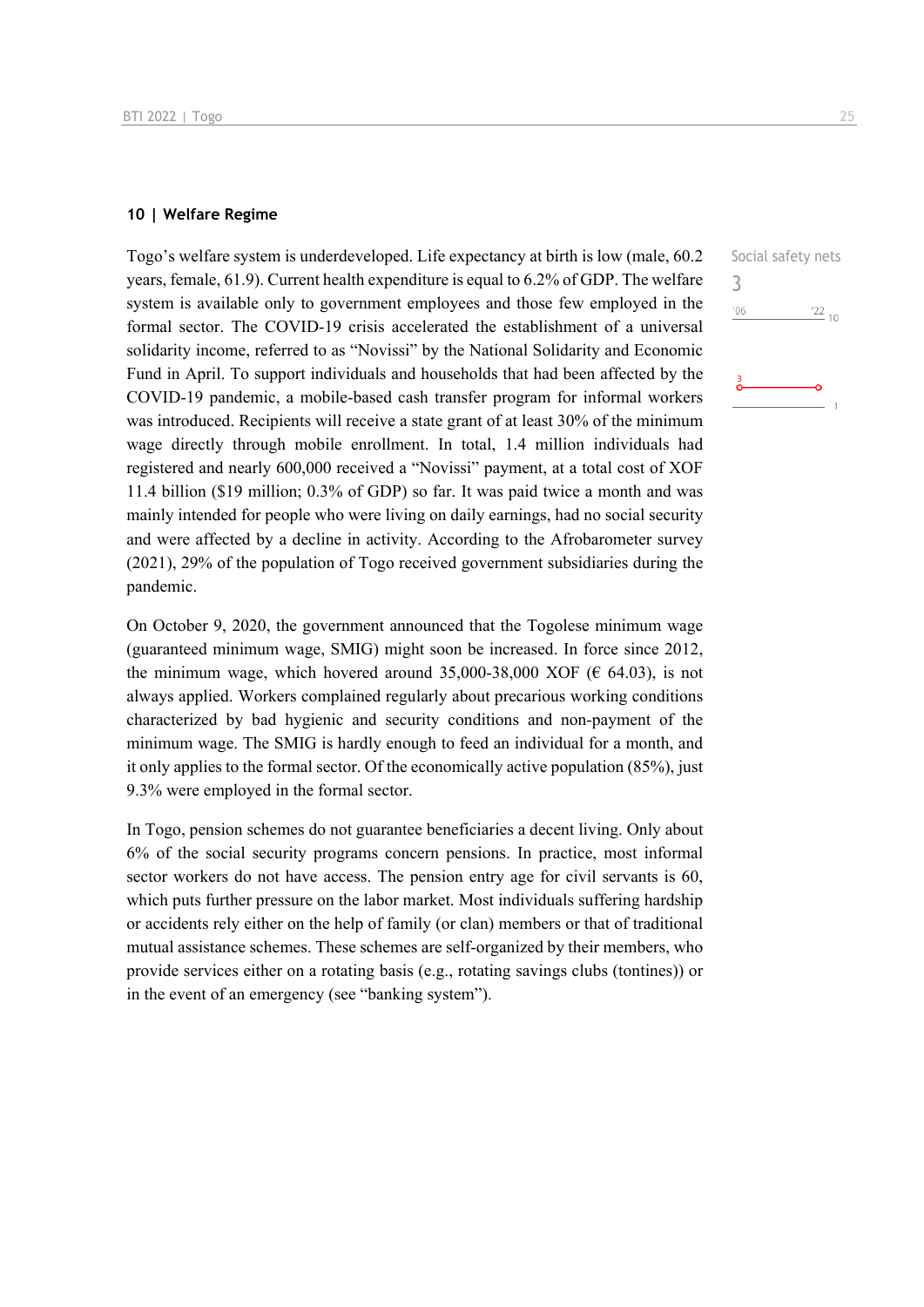## 10 | Welfare Regime

Social safety nets

3

Togo's welfare system is underdeveloped. Life expectancy at birth is low (male, 60.2 years, female, 61.9). Current health expenditure is equal to 6.2% of GDP. The welfare system is available only to government employees and those few employed in the formal sector. The COVID-19 crisis accelerated the establishment of a universal solidarity income, referred to as "Novissi" by the National Solidarity and Economic Fund in April. To support individuals and households that had been affected by the COVID-19 pandemic, a mobile-based cash transfer program for informal workers was introduced. Recipients will receive a state grant of at least 30% of the minimum wage directly through mobile enrollment. In total, 1.4 million individuals had registered and nearly 600,000 received a "Novissi" payment, at a total cost of XOF 11.4 billion ($19 million; 0.3% of GDP) so far. It was paid twice a month and was mainly intended for people who were living on daily earnings, had no social security and were affected by a decline in activity. According to the Afrobarometer survey (2021), 29% of the population of Togo received government subsidiaries during the pandemic.

On October 9, 2020, the government announced that the Togolese minimum wage (guaranteed minimum wage, SMIG) might soon be increased. In force since 2012, the minimum wage, which hovered around 35,000-38,000 XOF (€ 64.03), is not always applied. Workers complained regularly about precarious working conditions characterized by bad hygienic and security conditions and non-payment of the minimum wage. The SMIG is hardly enough to feed an individual for a month, and it only applies to the formal sector. Of the economically active population (85%), just 9.3% were employed in the formal sector.

In Togo, pension schemes do not guarantee beneficiaries a decent living. Only about 6% of the social security programs concern pensions. In practice, most informal sector workers do not have access. The pension entry age for civil servants is 60, which puts further pressure on the labor market. Most individuals suffering hardship or accidents rely either on the help of family (or clan) members or that of traditional mutual assistance schemes. These schemes are self-organized by their members, who provide services either on a rotating basis (e.g., rotating savings clubs (tontines)) or in the event of an emergency (see "banking system").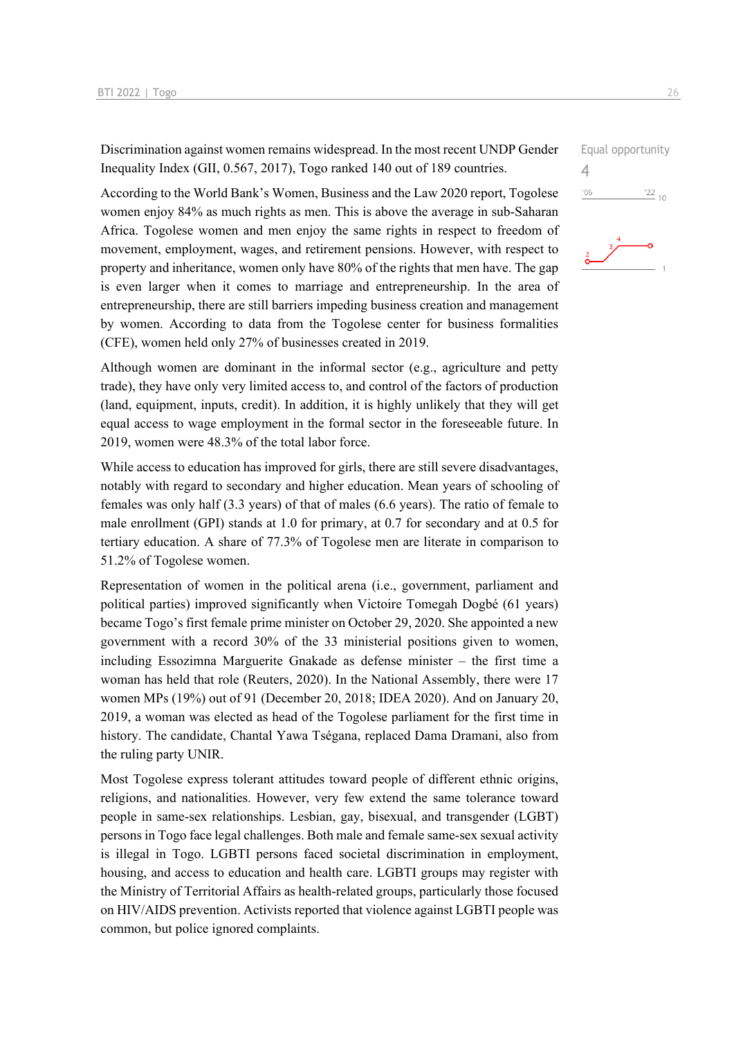Discrimination against women remains widespread. In the most recent UNDP Gender Inequality Index (GII, 0.567, 2017), Togo ranked 140 out of 189 countries.

Equal opportunity
4

According to the World Bank's Women, Business and the Law 2020 report, Togolese women enjoy 84% as much rights as men. This is above the average in sub-Saharan Africa. Togolese women and men enjoy the same rights in respect to freedom of movement, employment, wages, and retirement pensions. However, with respect to property and inheritance, women only have 80% of the rights that men have. The gap is even larger when it comes to marriage and entrepreneurship. In the area of entrepreneurship, there are still barriers impeding business creation and management by women. According to data from the Togolese center for business formalities (CFE), women held only 27% of businesses created in 2019.

Although women are dominant in the informal sector (e.g., agriculture and petty trade), they have only very limited access to, and control of the factors of production (land, equipment, inputs, credit). In addition, it is highly unlikely that they will get equal access to wage employment in the formal sector in the foreseeable future. In 2019, women were 48.3% of the total labor force.

While access to education has improved for girls, there are still severe disadvantages, notably with regard to secondary and higher education. Mean years of schooling of females was only half (3.3 years) of that of males (6.6 years). The ratio of female to male enrollment (GPI) stands at 1.0 for primary, at 0.7 for secondary and at 0.5 for tertiary education. A share of 77.3% of Togolese men are literate in comparison to 51.2% of Togolese women.

Representation of women in the political arena (i.e., government, parliament and political parties) improved significantly when Victoire Tomegah Dogbé (61 years) became Togo's first female prime minister on October 29, 2020. She appointed a new government with a record 30% of the 33 ministerial positions given to women, including Essozimna Marguerite Gnakade as defense minister – the first time a woman has held that role (Reuters, 2020). In the National Assembly, there were 17 women MPs (19%) out of 91 (December 20, 2018; IDEA 2020). And on January 20, 2019, a woman was elected as head of the Togolese parliament for the first time in history. The candidate, Chantal Yawa Tségana, replaced Dama Dramani, also from the ruling party UNIR.

Most Togolese express tolerant attitudes toward people of different ethnic origins, religions, and nationalities. However, very few extend the same tolerance toward people in same-sex relationships. Lesbian, gay, bisexual, and transgender (LGBT) persons in Togo face legal challenges. Both male and female same-sex sexual activity is illegal in Togo. LGBTI persons faced societal discrimination in employment, housing, and access to education and health care. LGBTI groups may register with the Ministry of Territorial Affairs as health-related groups, particularly those focused on HIV/AIDS prevention. Activists reported that violence against LGBTI people was common, but police ignored complaints.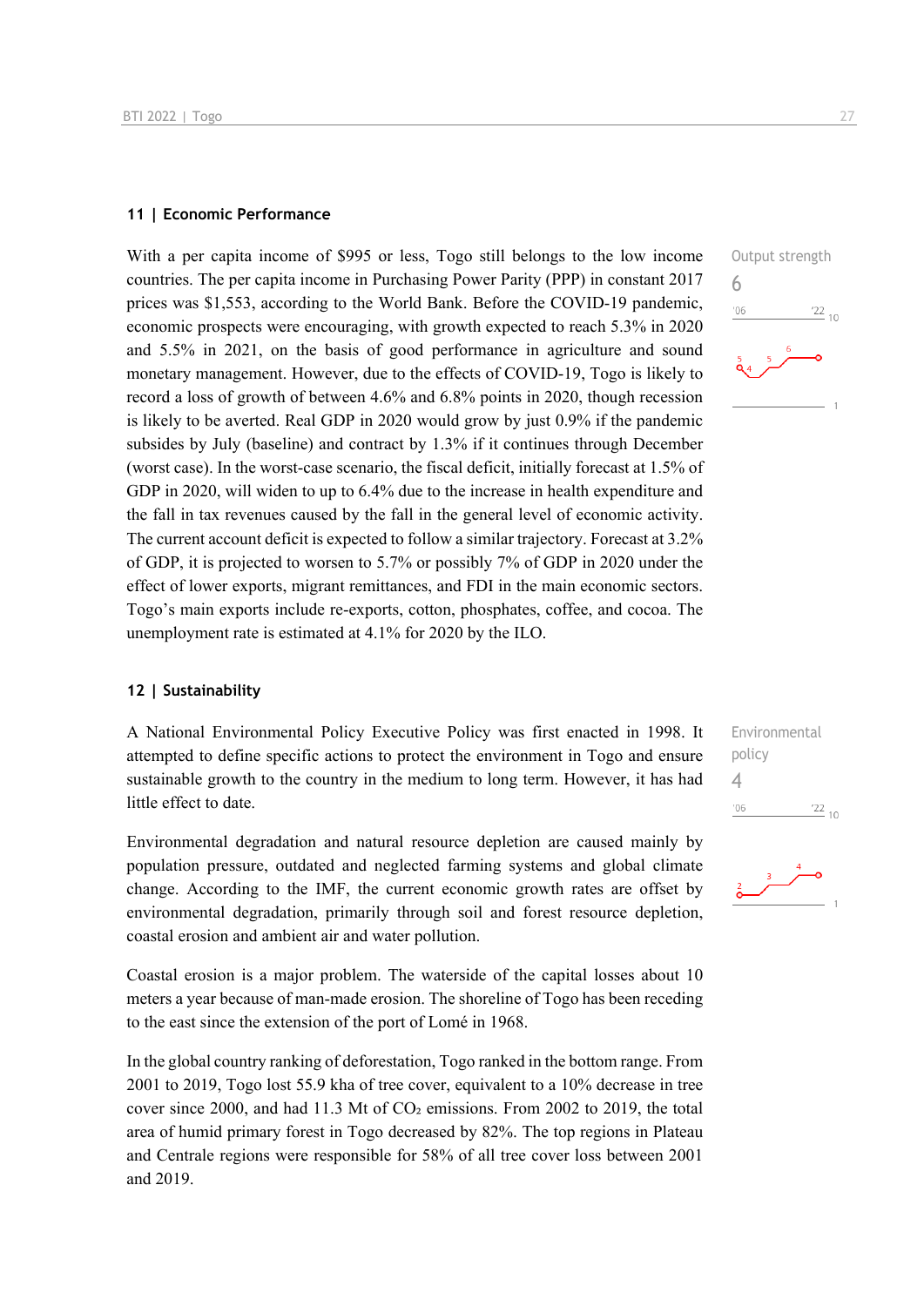## 11 | Economic Performance

Output strength
6

With a per capita income of $995 or less, Togo still belongs to the low income countries. The per capita income in Purchasing Power Parity (PPP) in constant 2017 prices was $1,553, according to the World Bank. Before the COVID-19 pandemic, economic prospects were encouraging, with growth expected to reach 5.3% in 2020 and 5.5% in 2021, on the basis of good performance in agriculture and sound monetary management. However, due to the effects of COVID-19, Togo is likely to record a loss of growth of between 4.6% and 6.8% points in 2020, though recession is likely to be averted. Real GDP in 2020 would grow by just 0.9% if the pandemic subsides by July (baseline) and contract by 1.3% if it continues through December (worst case). In the worst-case scenario, the fiscal deficit, initially forecast at 1.5% of GDP in 2020, will widen to up to 6.4% due to the increase in health expenditure and the fall in tax revenues caused by the fall in the general level of economic activity. The current account deficit is expected to follow a similar trajectory. Forecast at 3.2% of GDP, it is projected to worsen to 5.7% or possibly 7% of GDP in 2020 under the effect of lower exports, migrant remittances, and FDI in the main economic sectors. Togo's main exports include re-exports, cotton, phosphates, coffee, and cocoa. The unemployment rate is estimated at 4.1% for 2020 by the ILO.

## 12 | Sustainability

Environmental policy
4

A National Environmental Policy Executive Policy was first enacted in 1998. It attempted to define specific actions to protect the environment in Togo and ensure sustainable growth to the country in the medium to long term. However, it has had little effect to date.

Environmental degradation and natural resource depletion are caused mainly by population pressure, outdated and neglected farming systems and global climate change. According to the IMF, the current economic growth rates are offset by environmental degradation, primarily through soil and forest resource depletion, coastal erosion and ambient air and water pollution.

Coastal erosion is a major problem. The waterside of the capital losses about 10 meters a year because of man-made erosion. The shoreline of Togo has been receding to the east since the extension of the port of Lomé in 1968.

In the global country ranking of deforestation, Togo ranked in the bottom range. From 2001 to 2019, Togo lost 55.9 kha of tree cover, equivalent to a 10% decrease in tree cover since 2000, and had 11.3 Mt of $CO_2$ emissions. From 2002 to 2019, the total area of humid primary forest in Togo decreased by 82%. The top regions in Plateau and Centrale regions were responsible for 58% of all tree cover loss between 2001 and 2019.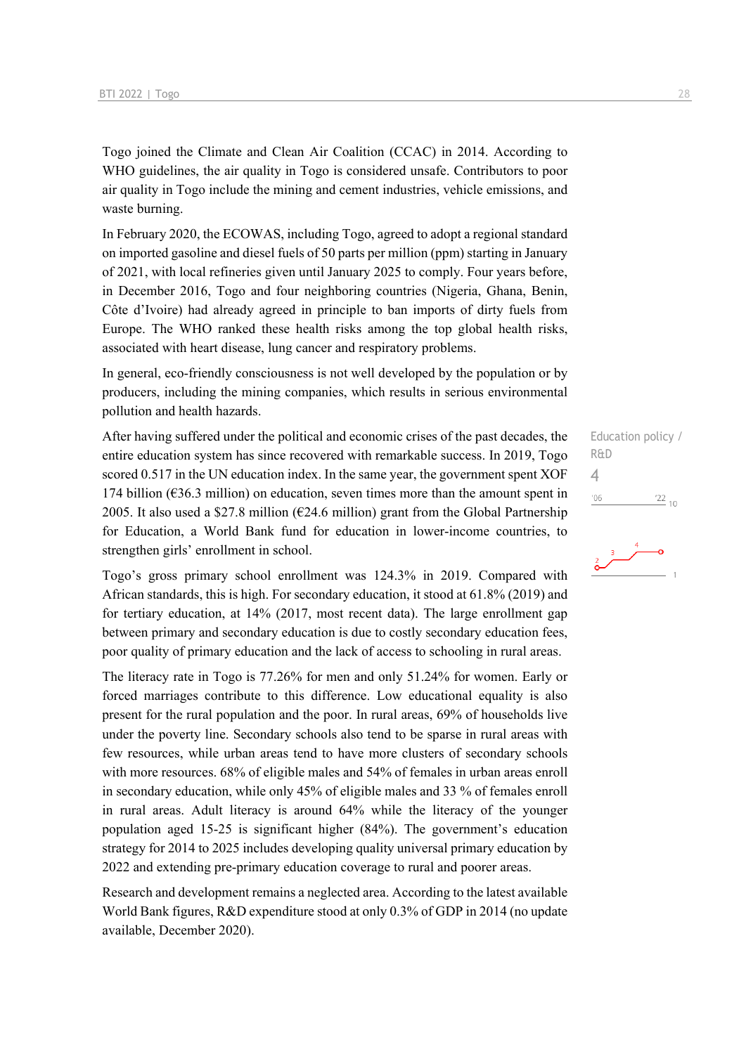Togo joined the Climate and Clean Air Coalition (CCAC) in 2014. According to WHO guidelines, the air quality in Togo is considered unsafe. Contributors to poor air quality in Togo include the mining and cement industries, vehicle emissions, and waste burning.

In February 2020, the ECOWAS, including Togo, agreed to adopt a regional standard on imported gasoline and diesel fuels of 50 parts per million (ppm) starting in January of 2021, with local refineries given until January 2025 to comply. Four years before, in December 2016, Togo and four neighboring countries (Nigeria, Ghana, Benin, Côte d'Ivoire) had already agreed in principle to ban imports of dirty fuels from Europe. The WHO ranked these health risks among the top global health risks, associated with heart disease, lung cancer and respiratory problems.

In general, eco-friendly consciousness is not well developed by the population or by producers, including the mining companies, which results in serious environmental pollution and health hazards.

Education policy / R&D
4

After having suffered under the political and economic crises of the past decades, the entire education system has since recovered with remarkable success. In 2019, Togo scored 0.517 in the UN education index. In the same year, the government spent XOF 174 billion (€36.3 million) on education, seven times more than the amount spent in 2005. It also used a $27.8 million (€24.6 million) grant from the Global Partnership for Education, a World Bank fund for education in lower-income countries, to strengthen girls' enrollment in school.

Togo's gross primary school enrollment was 124.3% in 2019. Compared with African standards, this is high. For secondary education, it stood at 61.8% (2019) and for tertiary education, at 14% (2017, most recent data). The large enrollment gap between primary and secondary education is due to costly secondary education fees, poor quality of primary education and the lack of access to schooling in rural areas.

The literacy rate in Togo is 77.26% for men and only 51.24% for women. Early or forced marriages contribute to this difference. Low educational equality is also present for the rural population and the poor. In rural areas, 69% of households live under the poverty line. Secondary schools also tend to be sparse in rural areas with few resources, while urban areas tend to have more clusters of secondary schools with more resources. 68% of eligible males and 54% of females in urban areas enroll in secondary education, while only 45% of eligible males and 33 % of females enroll in rural areas. Adult literacy is around 64% while the literacy of the younger population aged 15-25 is significant higher (84%). The government's education strategy for 2014 to 2025 includes developing quality universal primary education by 2022 and extending pre-primary education coverage to rural and poorer areas.

Research and development remains a neglected area. According to the latest available World Bank figures, R&D expenditure stood at only 0.3% of GDP in 2014 (no update available, December 2020).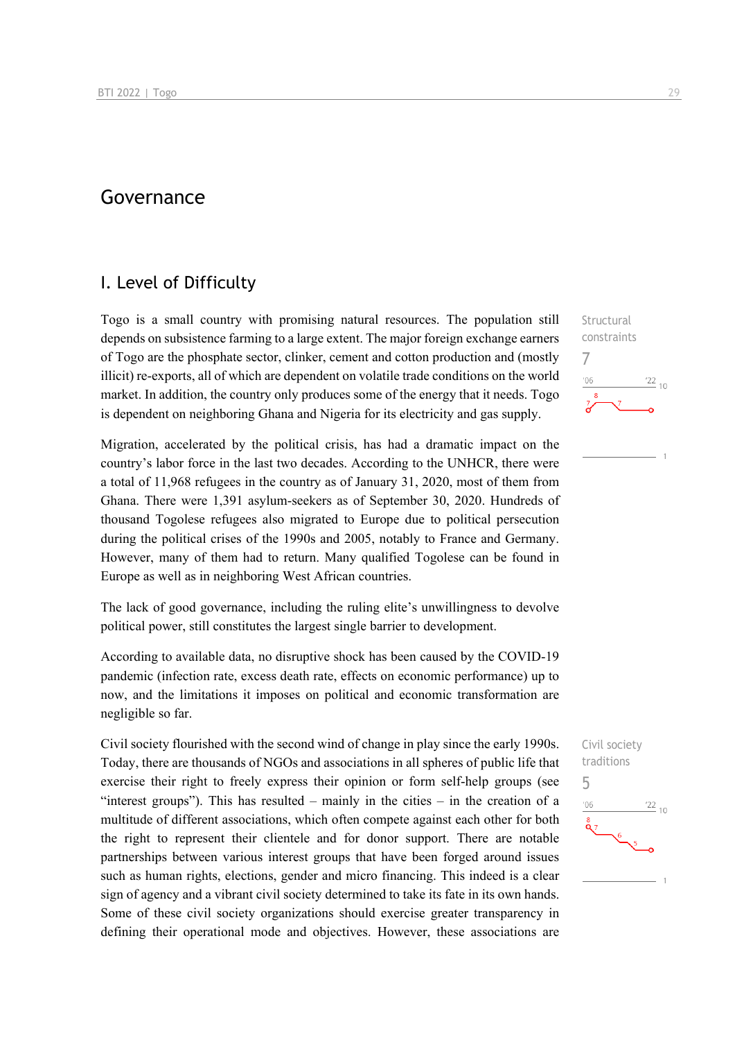# Governance

## I. Level of Difficulty

Structural constraints

7

Togo is a small country with promising natural resources. The population still depends on subsistence farming to a large extent. The major foreign exchange earners of Togo are the phosphate sector, clinker, cement and cotton production and (mostly illicit) re-exports, all of which are dependent on volatile trade conditions on the world market. In addition, the country only produces some of the energy that it needs. Togo is dependent on neighboring Ghana and Nigeria for its electricity and gas supply.

Migration, accelerated by the political crisis, has had a dramatic impact on the country's labor force in the last two decades. According to the UNHCR, there were a total of 11,968 refugees in the country as of January 31, 2020, most of them from Ghana. There were 1,391 asylum-seekers as of September 30, 2020. Hundreds of thousand Togolese refugees also migrated to Europe due to political persecution during the political crises of the 1990s and 2005, notably to France and Germany. However, many of them had to return. Many qualified Togolese can be found in Europe as well as in neighboring West African countries.

The lack of good governance, including the ruling elite's unwillingness to devolve political power, still constitutes the largest single barrier to development.

According to available data, no disruptive shock has been caused by the COVID-19 pandemic (infection rate, excess death rate, effects on economic performance) up to now, and the limitations it imposes on political and economic transformation are negligible so far.

Civil society traditions

5

Civil society flourished with the second wind of change in play since the early 1990s. Today, there are thousands of NGOs and associations in all spheres of public life that exercise their right to freely express their opinion or form self-help groups (see "interest groups"). This has resulted – mainly in the cities – in the creation of a multitude of different associations, which often compete against each other for both the right to represent their clientele and for donor support. There are notable partnerships between various interest groups that have been forged around issues such as human rights, elections, gender and micro financing. This indeed is a clear sign of agency and a vibrant civil society determined to take its fate in its own hands. Some of these civil society organizations should exercise greater transparency in defining their operational mode and objectives. However, these associations are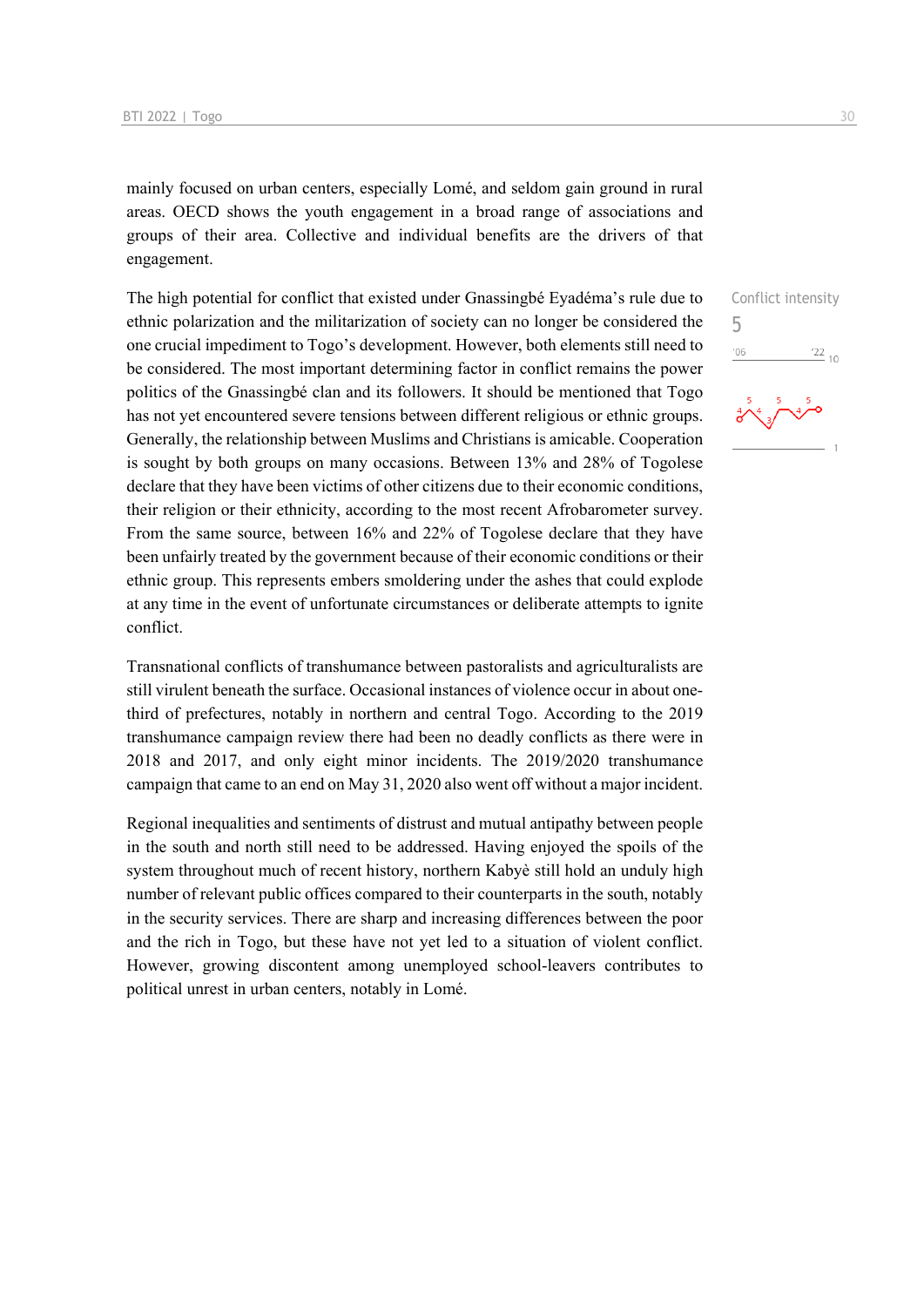mainly focused on urban centers, especially Lomé, and seldom gain ground in rural areas. OECD shows the youth engagement in a broad range of associations and groups of their area. Collective and individual benefits are the drivers of that engagement.

Conflict intensity

5

The high potential for conflict that existed under Gnassingbé Eyadéma's rule due to ethnic polarization and the militarization of society can no longer be considered the one crucial impediment to Togo's development. However, both elements still need to be considered. The most important determining factor in conflict remains the power politics of the Gnassingbé clan and its followers. It should be mentioned that Togo has not yet encountered severe tensions between different religious or ethnic groups. Generally, the relationship between Muslims and Christians is amicable. Cooperation is sought by both groups on many occasions. Between 13% and 28% of Togolese declare that they have been victims of other citizens due to their economic conditions, their religion or their ethnicity, according to the most recent Afrobarometer survey. From the same source, between 16% and 22% of Togolese declare that they have been unfairly treated by the government because of their economic conditions or their ethnic group. This represents embers smoldering under the ashes that could explode at any time in the event of unfortunate circumstances or deliberate attempts to ignite conflict.

Transnational conflicts of transhumance between pastoralists and agriculturalists are still virulent beneath the surface. Occasional instances of violence occur in about one-third of prefectures, notably in northern and central Togo. According to the 2019 transhumance campaign review there had been no deadly conflicts as there were in 2018 and 2017, and only eight minor incidents. The 2019/2020 transhumance campaign that came to an end on May 31, 2020 also went off without a major incident.

Regional inequalities and sentiments of distrust and mutual antipathy between people in the south and north still need to be addressed. Having enjoyed the spoils of the system throughout much of recent history, northern Kabyè still hold an unduly high number of relevant public offices compared to their counterparts in the south, notably in the security services. There are sharp and increasing differences between the poor and the rich in Togo, but these have not yet led to a situation of violent conflict. However, growing discontent among unemployed school-leavers contributes to political unrest in urban centers, notably in Lomé.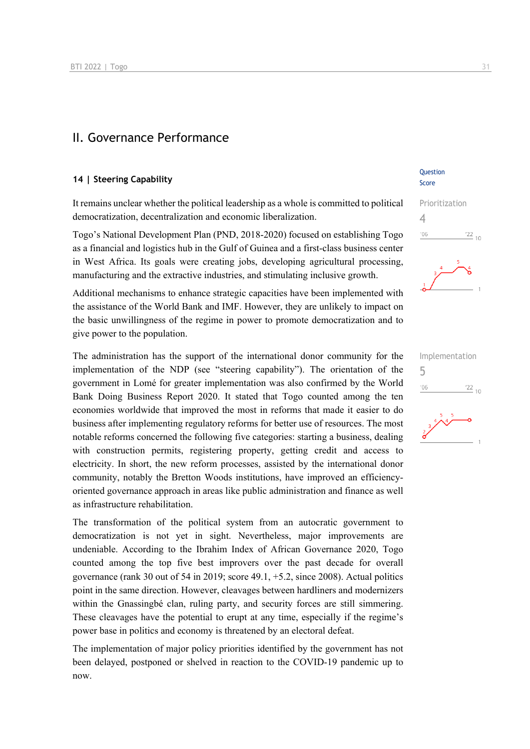## II. Governance Performance

### 14 | Steering Capability

Question Score

It remains unclear whether the political leadership as a whole is committed to political democratization, decentralization and economic liberalization.

Prioritization
4

Togo's National Development Plan (PND, 2018-2020) focused on establishing Togo as a financial and logistics hub in the Gulf of Guinea and a first-class business center in West Africa. Its goals were creating jobs, developing agricultural processing, manufacturing and the extractive industries, and stimulating inclusive growth.

Additional mechanisms to enhance strategic capacities have been implemented with the assistance of the World Bank and IMF. However, they are unlikely to impact on the basic unwillingness of the regime in power to promote democratization and to give power to the population.

Implementation
5

The administration has the support of the international donor community for the implementation of the NDP (see "steering capability"). The orientation of the government in Lomé for greater implementation was also confirmed by the World Bank Doing Business Report 2020. It stated that Togo counted among the ten economies worldwide that improved the most in reforms that made it easier to do business after implementing regulatory reforms for better use of resources. The most notable reforms concerned the following five categories: starting a business, dealing with construction permits, registering property, getting credit and access to electricity. In short, the new reform processes, assisted by the international donor community, notably the Bretton Woods institutions, have improved an efficiency-oriented governance approach in areas like public administration and finance as well as infrastructure rehabilitation.

The transformation of the political system from an autocratic government to democratization is not yet in sight. Nevertheless, major improvements are undeniable. According to the Ibrahim Index of African Governance 2020, Togo counted among the top five best improvers over the past decade for overall governance (rank 30 out of 54 in 2019; score 49.1, +5.2, since 2008). Actual politics point in the same direction. However, cleavages between hardliners and modernizers within the Gnassingbé clan, ruling party, and security forces are still simmering. These cleavages have the potential to erupt at any time, especially if the regime's power base in politics and economy is threatened by an electoral defeat.

The implementation of major policy priorities identified by the government has not been delayed, postponed or shelved in reaction to the COVID-19 pandemic up to now.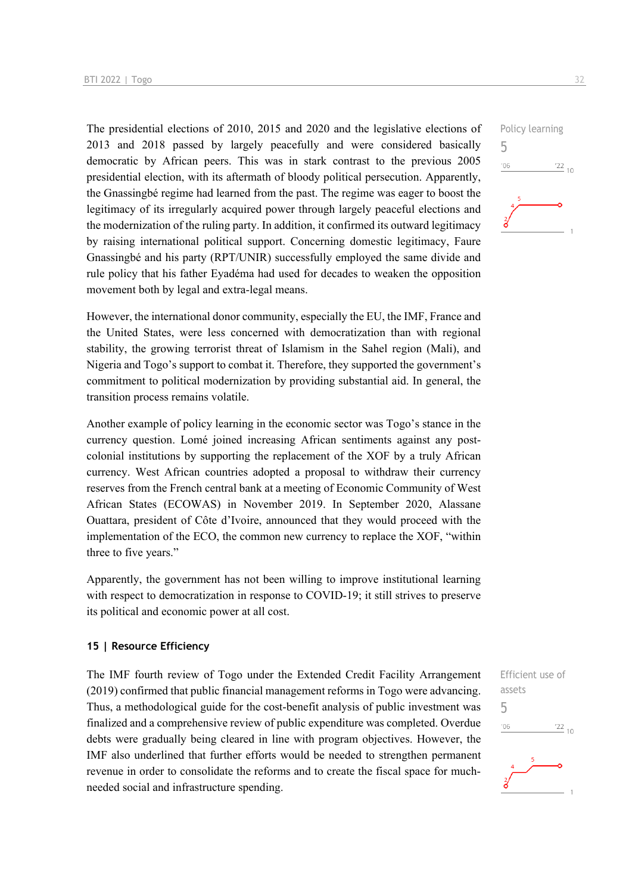The presidential elections of 2010, 2015 and 2020 and the legislative elections of 2013 and 2018 passed by largely peacefully and were considered basically democratic by African peers. This was in stark contrast to the previous 2005 presidential election, with its aftermath of bloody political persecution. Apparently, the Gnassingbé regime had learned from the past. The regime was eager to boost the legitimacy of its irregularly acquired power through largely peaceful elections and the modernization of the ruling party. In addition, it confirmed its outward legitimacy by raising international political support. Concerning domestic legitimacy, Faure Gnassingbé and his party (RPT/UNIR) successfully employed the same divide and rule policy that his father Eyadéma had used for decades to weaken the opposition movement both by legal and extra-legal means.

Policy learning
5

However, the international donor community, especially the EU, the IMF, France and the United States, were less concerned with democratization than with regional stability, the growing terrorist threat of Islamism in the Sahel region (Mali), and Nigeria and Togo's support to combat it. Therefore, they supported the government's commitment to political modernization by providing substantial aid. In general, the transition process remains volatile.

Another example of policy learning in the economic sector was Togo's stance in the currency question. Lomé joined increasing African sentiments against any post-colonial institutions by supporting the replacement of the XOF by a truly African currency. West African countries adopted a proposal to withdraw their currency reserves from the French central bank at a meeting of Economic Community of West African States (ECOWAS) in November 2019. In September 2020, Alassane Ouattara, president of Côte d'Ivoire, announced that they would proceed with the implementation of the ECO, the common new currency to replace the XOF, "within three to five years."

Apparently, the government has not been willing to improve institutional learning with respect to democratization in response to COVID-19; it still strives to preserve its political and economic power at all cost.

## 15 | Resource Efficiency

The IMF fourth review of Togo under the Extended Credit Facility Arrangement (2019) confirmed that public financial management reforms in Togo were advancing. Thus, a methodological guide for the cost-benefit analysis of public investment was finalized and a comprehensive review of public expenditure was completed. Overdue debts were gradually being cleared in line with program objectives. However, the IMF also underlined that further efforts would be needed to strengthen permanent revenue in order to consolidate the reforms and to create the fiscal space for much-needed social and infrastructure spending.

Efficient use of assets
5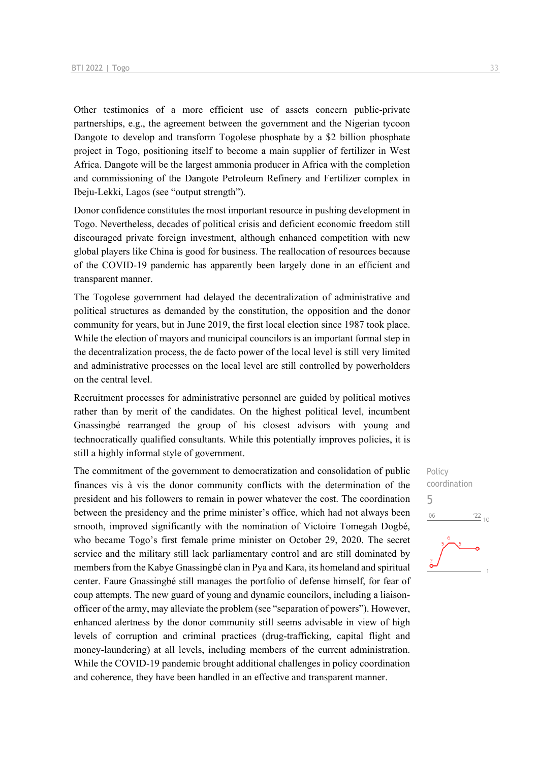Other testimonies of a more efficient use of assets concern public-private partnerships, e.g., the agreement between the government and the Nigerian tycoon Dangote to develop and transform Togolese phosphate by a $2 billion phosphate project in Togo, positioning itself to become a main supplier of fertilizer in West Africa. Dangote will be the largest ammonia producer in Africa with the completion and commissioning of the Dangote Petroleum Refinery and Fertilizer complex in Ibeju-Lekki, Lagos (see "output strength").

Donor confidence constitutes the most important resource in pushing development in Togo. Nevertheless, decades of political crisis and deficient economic freedom still discouraged private foreign investment, although enhanced competition with new global players like China is good for business. The reallocation of resources because of the COVID-19 pandemic has apparently been largely done in an efficient and transparent manner.

The Togolese government had delayed the decentralization of administrative and political structures as demanded by the constitution, the opposition and the donor community for years, but in June 2019, the first local election since 1987 took place. While the election of mayors and municipal councilors is an important formal step in the decentralization process, the de facto power of the local level is still very limited and administrative processes on the local level are still controlled by powerholders on the central level.

Recruitment processes for administrative personnel are guided by political motives rather than by merit of the candidates. On the highest political level, incumbent Gnassingbé rearranged the group of his closest advisors with young and technocratically qualified consultants. While this potentially improves policies, it is still a highly informal style of government.

Policy coordination

5

The commitment of the government to democratization and consolidation of public finances vis à vis the donor community conflicts with the determination of the president and his followers to remain in power whatever the cost. The coordination between the presidency and the prime minister's office, which had not always been smooth, improved significantly with the nomination of Victoire Tomegah Dogbé, who became Togo's first female prime minister on October 29, 2020. The secret service and the military still lack parliamentary control and are still dominated by members from the Kabye Gnassingbé clan in Pya and Kara, its homeland and spiritual center. Faure Gnassingbé still manages the portfolio of defense himself, for fear of coup attempts. The new guard of young and dynamic councilors, including a liaison-officer of the army, may alleviate the problem (see "separation of powers"). However, enhanced alertness by the donor community still seems advisable in view of high levels of corruption and criminal practices (drug-trafficking, capital flight and money-laundering) at all levels, including members of the current administration. While the COVID-19 pandemic brought additional challenges in policy coordination and coherence, they have been handled in an effective and transparent manner.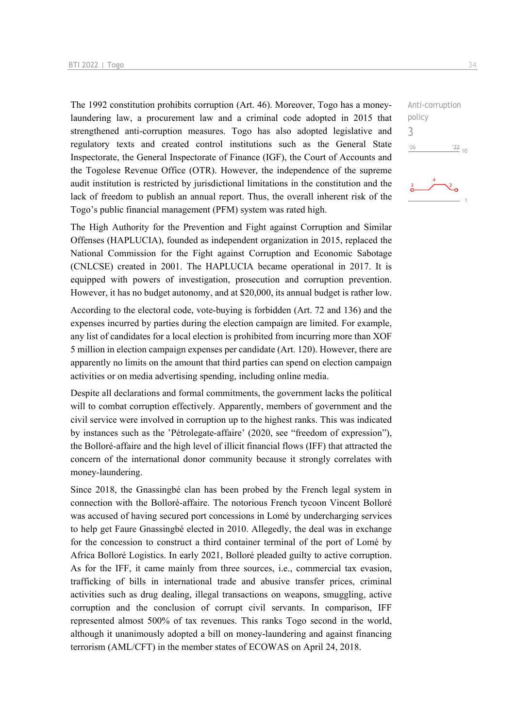The 1992 constitution prohibits corruption (Art. 46). Moreover, Togo has a money-laundering law, a procurement law and a criminal code adopted in 2015 that strengthened anti-corruption measures. Togo has also adopted legislative and regulatory texts and created control institutions such as the General State Inspectorate, the General Inspectorate of Finance (IGF), the Court of Accounts and the Togolese Revenue Office (OTR). However, the independence of the supreme audit institution is restricted by jurisdictional limitations in the constitution and the lack of freedom to publish an annual report. Thus, the overall inherent risk of the Togo's public financial management (PFM) system was rated high.

Anti-corruption policy
3

The High Authority for the Prevention and Fight against Corruption and Similar Offenses (HAPLUCIA), founded as independent organization in 2015, replaced the National Commission for the Fight against Corruption and Economic Sabotage (CNLCSE) created in 2001. The HAPLUCIA became operational in 2017. It is equipped with powers of investigation, prosecution and corruption prevention. However, it has no budget autonomy, and at $20,000, its annual budget is rather low.

According to the electoral code, vote-buying is forbidden (Art. 72 and 136) and the expenses incurred by parties during the election campaign are limited. For example, any list of candidates for a local election is prohibited from incurring more than XOF 5 million in election campaign expenses per candidate (Art. 120). However, there are apparently no limits on the amount that third parties can spend on election campaign activities or on media advertising spending, including online media.

Despite all declarations and formal commitments, the government lacks the political will to combat corruption effectively. Apparently, members of government and the civil service were involved in corruption up to the highest ranks. This was indicated by instances such as the 'Pétrolegate-affaire' (2020, see "freedom of expression"), the Bolloré-affaire and the high level of illicit financial flows (IFF) that attracted the concern of the international donor community because it strongly correlates with money-laundering.

Since 2018, the Gnassingbé clan has been probed by the French legal system in connection with the Bolloré-affaire. The notorious French tycoon Vincent Bolloré was accused of having secured port concessions in Lomé by undercharging services to help get Faure Gnassingbé elected in 2010. Allegedly, the deal was in exchange for the concession to construct a third container terminal of the port of Lomé by Africa Bolloré Logistics. In early 2021, Bolloré pleaded guilty to active corruption. As for the IFF, it came mainly from three sources, i.e., commercial tax evasion, trafficking of bills in international trade and abusive transfer prices, criminal activities such as drug dealing, illegal transactions on weapons, smuggling, active corruption and the conclusion of corrupt civil servants. In comparison, IFF represented almost 500% of tax revenues. This ranks Togo second in the world, although it unanimously adopted a bill on money-laundering and against financing terrorism (AML/CFT) in the member states of ECOWAS on April 24, 2018.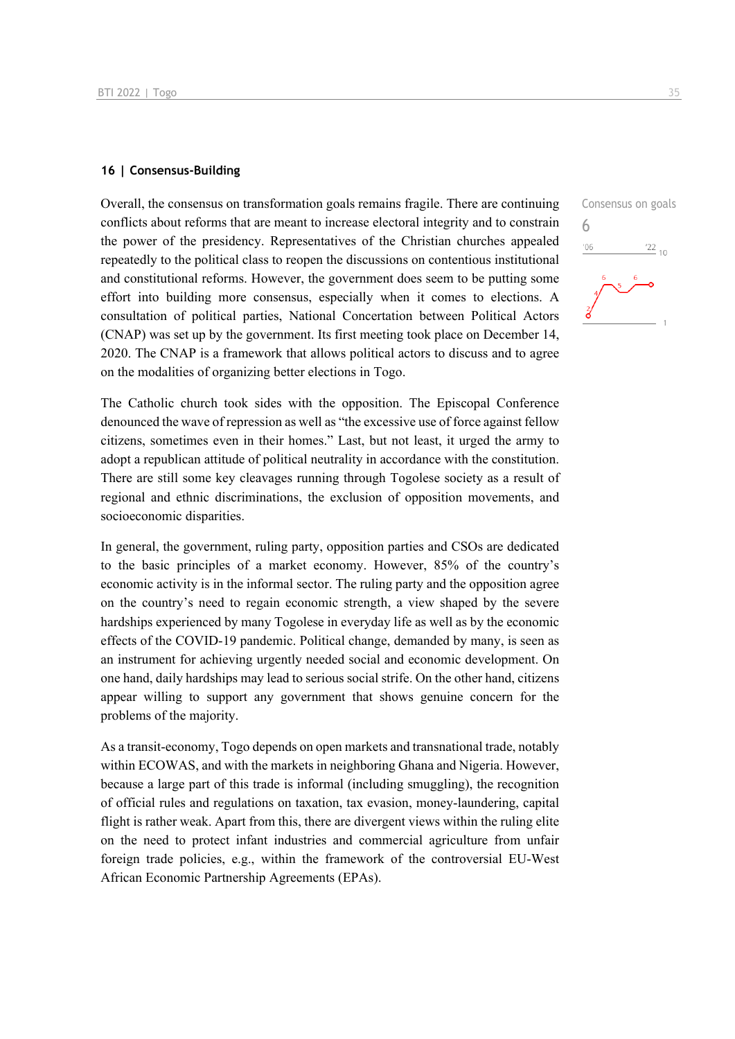## 16 | Consensus-Building

Consensus on goals

6

Overall, the consensus on transformation goals remains fragile. There are continuing conflicts about reforms that are meant to increase electoral integrity and to constrain the power of the presidency. Representatives of the Christian churches appealed repeatedly to the political class to reopen the discussions on contentious institutional and constitutional reforms. However, the government does seem to be putting some effort into building more consensus, especially when it comes to elections. A consultation of political parties, National Concertation between Political Actors (CNAP) was set up by the government. Its first meeting took place on December 14, 2020. The CNAP is a framework that allows political actors to discuss and to agree on the modalities of organizing better elections in Togo.

The Catholic church took sides with the opposition. The Episcopal Conference denounced the wave of repression as well as "the excessive use of force against fellow citizens, sometimes even in their homes." Last, but not least, it urged the army to adopt a republican attitude of political neutrality in accordance with the constitution. There are still some key cleavages running through Togolese society as a result of regional and ethnic discriminations, the exclusion of opposition movements, and socioeconomic disparities.

In general, the government, ruling party, opposition parties and CSOs are dedicated to the basic principles of a market economy. However, 85% of the country's economic activity is in the informal sector. The ruling party and the opposition agree on the country's need to regain economic strength, a view shaped by the severe hardships experienced by many Togolese in everyday life as well as by the economic effects of the COVID-19 pandemic. Political change, demanded by many, is seen as an instrument for achieving urgently needed social and economic development. On one hand, daily hardships may lead to serious social strife. On the other hand, citizens appear willing to support any government that shows genuine concern for the problems of the majority.

As a transit-economy, Togo depends on open markets and transnational trade, notably within ECOWAS, and with the markets in neighboring Ghana and Nigeria. However, because a large part of this trade is informal (including smuggling), the recognition of official rules and regulations on taxation, tax evasion, money-laundering, capital flight is rather weak. Apart from this, there are divergent views within the ruling elite on the need to protect infant industries and commercial agriculture from unfair foreign trade policies, e.g., within the framework of the controversial EU-West African Economic Partnership Agreements (EPAs).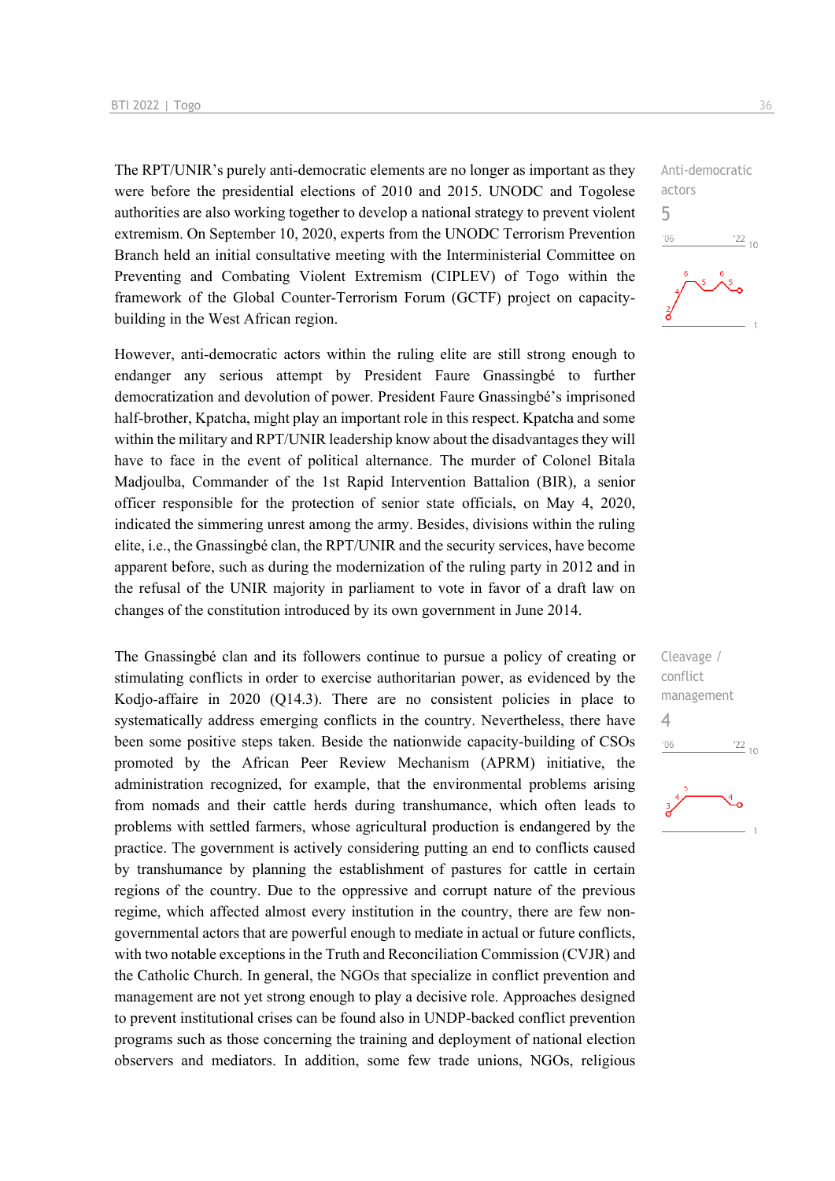The RPT/UNIR's purely anti-democratic elements are no longer as important as they were before the presidential elections of 2010 and 2015. UNODC and Togolese authorities are also working together to develop a national strategy to prevent violent extremism. On September 10, 2020, experts from the UNODC Terrorism Prevention Branch held an initial consultative meeting with the Interministerial Committee on Preventing and Combating Violent Extremism (CIPLEV) of Togo within the framework of the Global Counter-Terrorism Forum (GCTF) project on capacity-building in the West African region.

Anti-democratic actors
5

However, anti-democratic actors within the ruling elite are still strong enough to endanger any serious attempt by President Faure Gnassingbé to further democratization and devolution of power. President Faure Gnassingbé's imprisoned half-brother, Kpatcha, might play an important role in this respect. Kpatcha and some within the military and RPT/UNIR leadership know about the disadvantages they will have to face in the event of political alternance. The murder of Colonel Bitala Madjoulba, Commander of the 1st Rapid Intervention Battalion (BIR), a senior officer responsible for the protection of senior state officials, on May 4, 2020, indicated the simmering unrest among the army. Besides, divisions within the ruling elite, i.e., the Gnassingbé clan, the RPT/UNIR and the security services, have become apparent before, such as during the modernization of the ruling party in 2012 and in the refusal of the UNIR majority in parliament to vote in favor of a draft law on changes of the constitution introduced by its own government in June 2014.

Cleavage / conflict management
4

The Gnassingbé clan and its followers continue to pursue a policy of creating or stimulating conflicts in order to exercise authoritarian power, as evidenced by the Kodjo-affaire in 2020 (Q14.3). There are no consistent policies in place to systematically address emerging conflicts in the country. Nevertheless, there have been some positive steps taken. Beside the nationwide capacity-building of CSOs promoted by the African Peer Review Mechanism (APRM) initiative, the administration recognized, for example, that the environmental problems arising from nomads and their cattle herds during transhumance, which often leads to problems with settled farmers, whose agricultural production is endangered by the practice. The government is actively considering putting an end to conflicts caused by transhumance by planning the establishment of pastures for cattle in certain regions of the country. Due to the oppressive and corrupt nature of the previous regime, which affected almost every institution in the country, there are few non-governmental actors that are powerful enough to mediate in actual or future conflicts, with two notable exceptions in the Truth and Reconciliation Commission (CVJR) and the Catholic Church. In general, the NGOs that specialize in conflict prevention and management are not yet strong enough to play a decisive role. Approaches designed to prevent institutional crises can be found also in UNDP-backed conflict prevention programs such as those concerning the training and deployment of national election observers and mediators. In addition, some few trade unions, NGOs, religious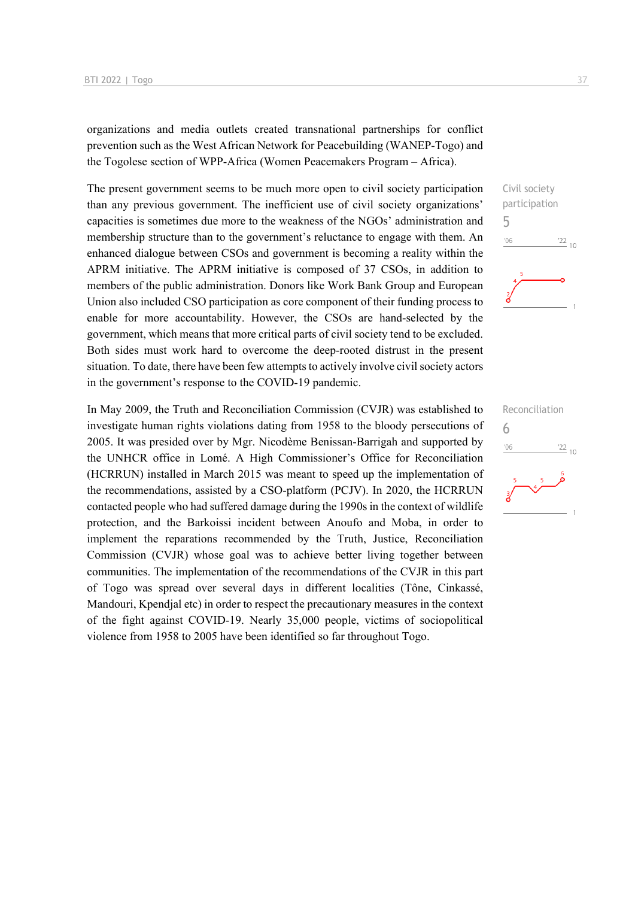organizations and media outlets created transnational partnerships for conflict prevention such as the West African Network for Peacebuilding (WANEP-Togo) and the Togolese section of WPP-Africa (Women Peacemakers Program – Africa).

The present government seems to be much more open to civil society participation than any previous government. The inefficient use of civil society organizations' capacities is sometimes due more to the weakness of the NGOs' administration and membership structure than to the government's reluctance to engage with them. An enhanced dialogue between CSOs and government is becoming a reality within the APRM initiative. The APRM initiative is composed of 37 CSOs, in addition to members of the public administration. Donors like Work Bank Group and European Union also included CSO participation as core component of their funding process to enable for more accountability. However, the CSOs are hand-selected by the government, which means that more critical parts of civil society tend to be excluded. Both sides must work hard to overcome the deep-rooted distrust in the present situation. To date, there have been few attempts to actively involve civil society actors in the government's response to the COVID-19 pandemic.

Civil society participation
5

In May 2009, the Truth and Reconciliation Commission (CVJR) was established to investigate human rights violations dating from 1958 to the bloody persecutions of 2005. It was presided over by Mgr. Nicodème Benissan-Barrigah and supported by the UNHCR office in Lomé. A High Commissioner's Office for Reconciliation (HCRRUN) installed in March 2015 was meant to speed up the implementation of the recommendations, assisted by a CSO-platform (PCJV). In 2020, the HCRRUN contacted people who had suffered damage during the 1990s in the context of wildlife protection, and the Barkoissi incident between Anoufo and Moba, in order to implement the reparations recommended by the Truth, Justice, Reconciliation Commission (CVJR) whose goal was to achieve better living together between communities. The implementation of the recommendations of the CVJR in this part of Togo was spread over several days in different localities (Tône, Cinkassé, Mandouri, Kpendjal etc) in order to respect the precautionary measures in the context of the fight against COVID-19. Nearly 35,000 people, victims of sociopolitical violence from 1958 to 2005 have been identified so far throughout Togo.

Reconciliation
6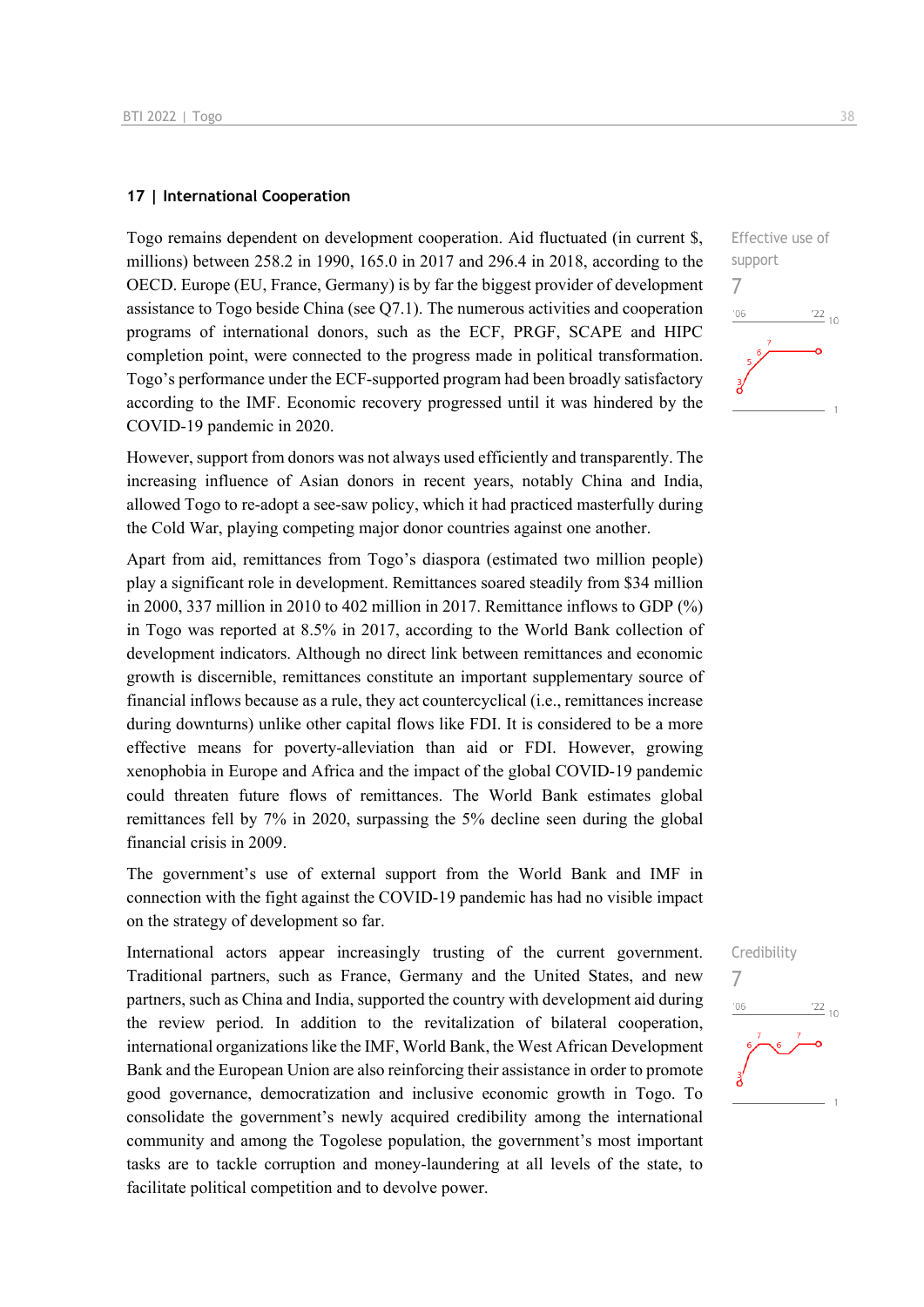## 17 | International Cooperation

Togo remains dependent on development cooperation. Aid fluctuated (in current $, millions) between 258.2 in 1990, 165.0 in 2017 and 296.4 in 2018, according to the OECD. Europe (EU, France, Germany) is by far the biggest provider of development assistance to Togo beside China (see Q7.1). The numerous activities and cooperation programs of international donors, such as the ECF, PRGF, SCAPE and HIPC completion point, were connected to the progress made in political transformation. Togo's performance under the ECF-supported program had been broadly satisfactory according to the IMF. Economic recovery progressed until it was hindered by the COVID-19 pandemic in 2020.

Effective use of support
7

However, support from donors was not always used efficiently and transparently. The increasing influence of Asian donors in recent years, notably China and India, allowed Togo to re-adopt a see-saw policy, which it had practiced masterfully during the Cold War, playing competing major donor countries against one another.

Apart from aid, remittances from Togo's diaspora (estimated two million people) play a significant role in development. Remittances soared steadily from $34 million in 2000, 337 million in 2010 to 402 million in 2017. Remittance inflows to GDP (%) in Togo was reported at 8.5% in 2017, according to the World Bank collection of development indicators. Although no direct link between remittances and economic growth is discernible, remittances constitute an important supplementary source of financial inflows because as a rule, they act countercyclical (i.e., remittances increase during downturns) unlike other capital flows like FDI. It is considered to be a more effective means for poverty-alleviation than aid or FDI. However, growing xenophobia in Europe and Africa and the impact of the global COVID-19 pandemic could threaten future flows of remittances. The World Bank estimates global remittances fell by 7% in 2020, surpassing the 5% decline seen during the global financial crisis in 2009.

The government's use of external support from the World Bank and IMF in connection with the fight against the COVID-19 pandemic has had no visible impact on the strategy of development so far.

International actors appear increasingly trusting of the current government. Traditional partners, such as France, Germany and the United States, and new partners, such as China and India, supported the country with development aid during the review period. In addition to the revitalization of bilateral cooperation, international organizations like the IMF, World Bank, the West African Development Bank and the European Union are also reinforcing their assistance in order to promote good governance, democratization and inclusive economic growth in Togo. To consolidate the government's newly acquired credibility among the international community and among the Togolese population, the government's most important tasks are to tackle corruption and money-laundering at all levels of the state, to facilitate political competition and to devolve power.

Credibility
7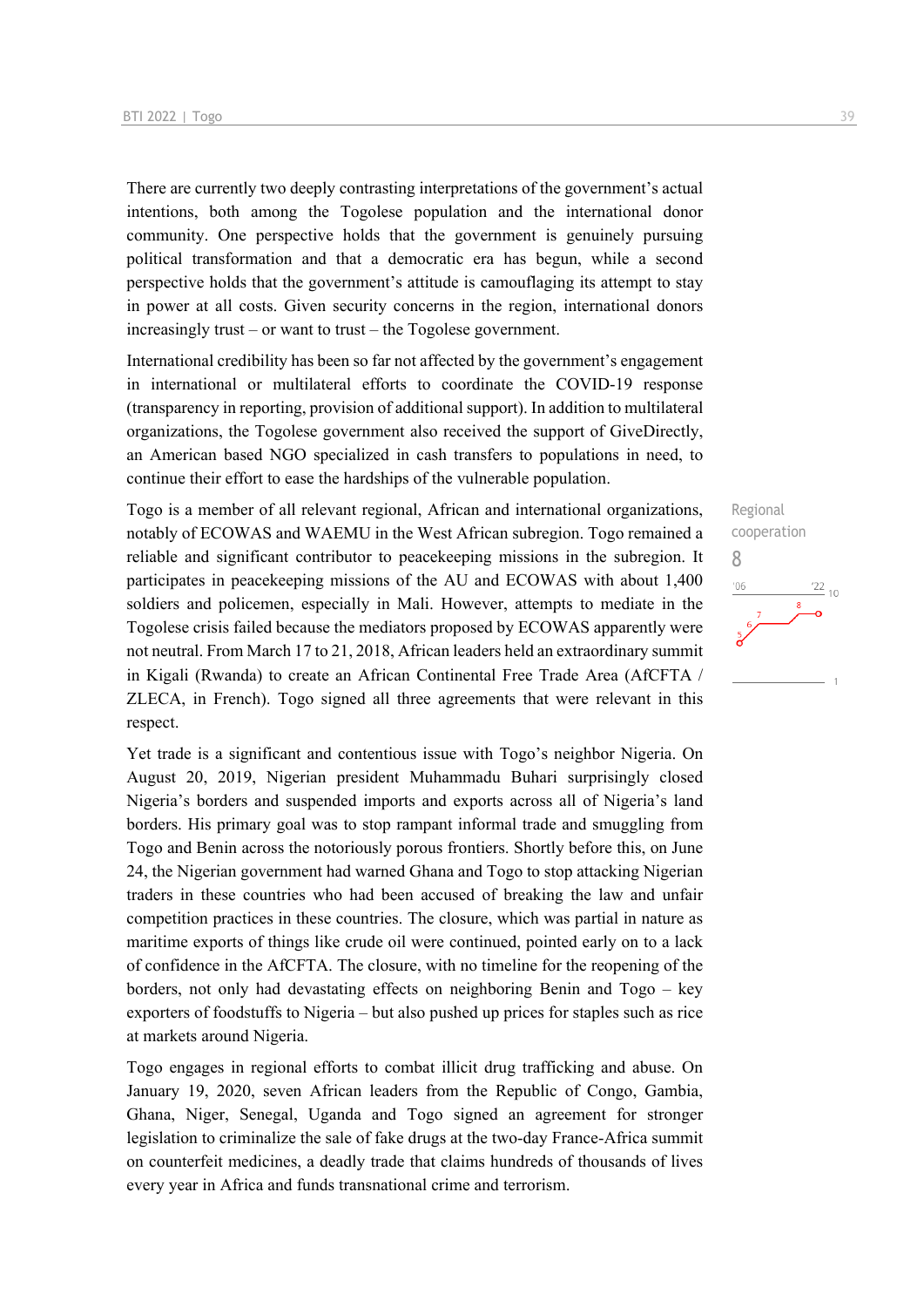There are currently two deeply contrasting interpretations of the government's actual intentions, both among the Togolese population and the international donor community. One perspective holds that the government is genuinely pursuing political transformation and that a democratic era has begun, while a second perspective holds that the government's attitude is camouflaging its attempt to stay in power at all costs. Given security concerns in the region, international donors increasingly trust – or want to trust – the Togolese government.

International credibility has been so far not affected by the government's engagement in international or multilateral efforts to coordinate the COVID-19 response (transparency in reporting, provision of additional support). In addition to multilateral organizations, the Togolese government also received the support of GiveDirectly, an American based NGO specialized in cash transfers to populations in need, to continue their effort to ease the hardships of the vulnerable population.

Regional cooperation

8

Togo is a member of all relevant regional, African and international organizations, notably of ECOWAS and WAEMU in the West African subregion. Togo remained a reliable and significant contributor to peacekeeping missions in the subregion. It participates in peacekeeping missions of the AU and ECOWAS with about 1,400 soldiers and policemen, especially in Mali. However, attempts to mediate in the Togolese crisis failed because the mediators proposed by ECOWAS apparently were not neutral. From March 17 to 21, 2018, African leaders held an extraordinary summit in Kigali (Rwanda) to create an African Continental Free Trade Area (AfCFTA / ZLECA, in French). Togo signed all three agreements that were relevant in this respect.

Yet trade is a significant and contentious issue with Togo's neighbor Nigeria. On August 20, 2019, Nigerian president Muhammadu Buhari surprisingly closed Nigeria's borders and suspended imports and exports across all of Nigeria's land borders. His primary goal was to stop rampant informal trade and smuggling from Togo and Benin across the notoriously porous frontiers. Shortly before this, on June 24, the Nigerian government had warned Ghana and Togo to stop attacking Nigerian traders in these countries who had been accused of breaking the law and unfair competition practices in these countries. The closure, which was partial in nature as maritime exports of things like crude oil were continued, pointed early on to a lack of confidence in the AfCFTA. The closure, with no timeline for the reopening of the borders, not only had devastating effects on neighboring Benin and Togo – key exporters of foodstuffs to Nigeria – but also pushed up prices for staples such as rice at markets around Nigeria.

Togo engages in regional efforts to combat illicit drug trafficking and abuse. On January 19, 2020, seven African leaders from the Republic of Congo, Gambia, Ghana, Niger, Senegal, Uganda and Togo signed an agreement for stronger legislation to criminalize the sale of fake drugs at the two-day France-Africa summit on counterfeit medicines, a deadly trade that claims hundreds of thousands of lives every year in Africa and funds transnational crime and terrorism.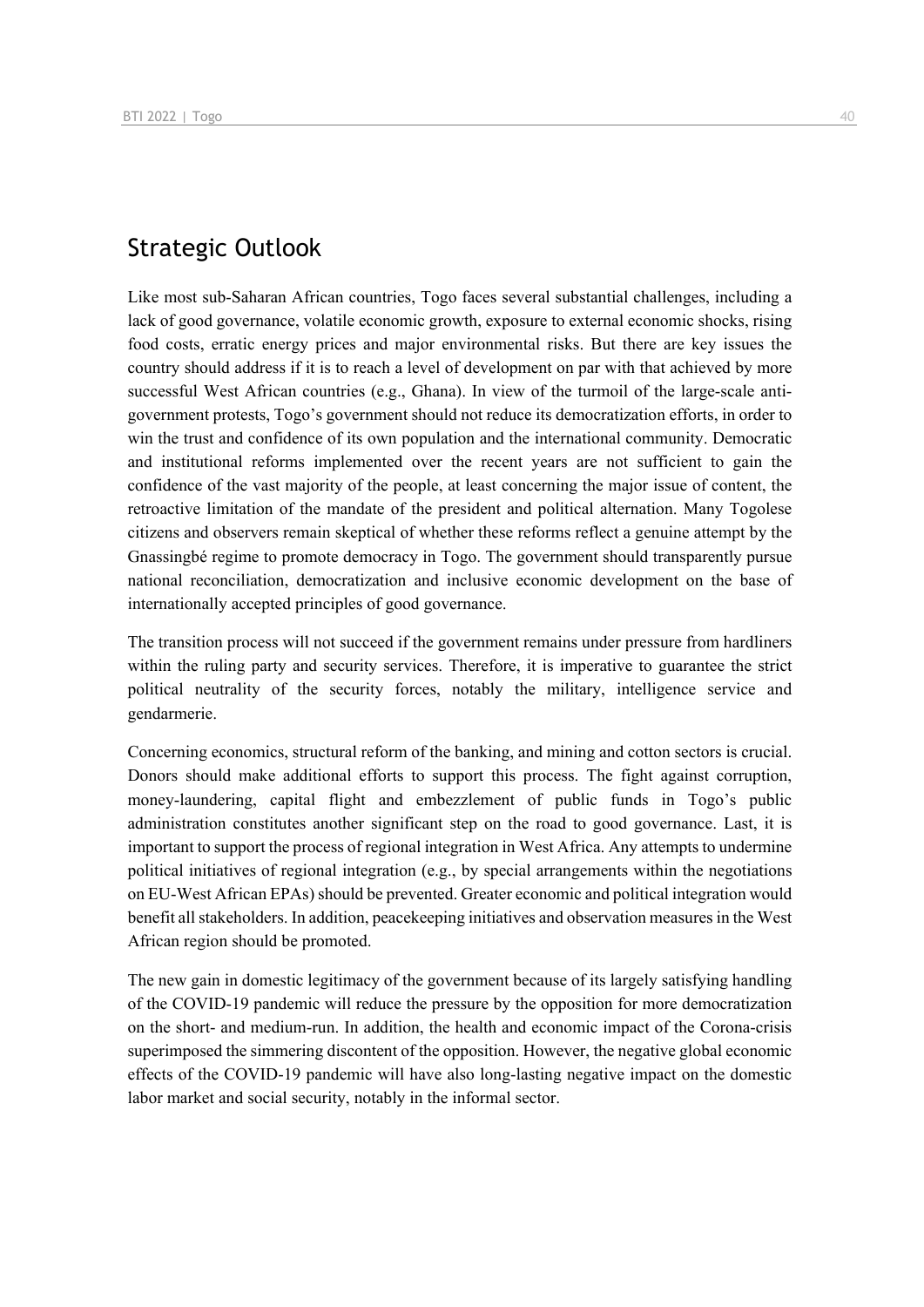## Strategic Outlook

Like most sub-Saharan African countries, Togo faces several substantial challenges, including a lack of good governance, volatile economic growth, exposure to external economic shocks, rising food costs, erratic energy prices and major environmental risks. But there are key issues the country should address if it is to reach a level of development on par with that achieved by more successful West African countries (e.g., Ghana). In view of the turmoil of the large-scale anti-government protests, Togo's government should not reduce its democratization efforts, in order to win the trust and confidence of its own population and the international community. Democratic and institutional reforms implemented over the recent years are not sufficient to gain the confidence of the vast majority of the people, at least concerning the major issue of content, the retroactive limitation of the mandate of the president and political alternation. Many Togolese citizens and observers remain skeptical of whether these reforms reflect a genuine attempt by the Gnassingbé regime to promote democracy in Togo. The government should transparently pursue national reconciliation, democratization and inclusive economic development on the base of internationally accepted principles of good governance.

The transition process will not succeed if the government remains under pressure from hardliners within the ruling party and security services. Therefore, it is imperative to guarantee the strict political neutrality of the security forces, notably the military, intelligence service and gendarmerie.

Concerning economics, structural reform of the banking, and mining and cotton sectors is crucial. Donors should make additional efforts to support this process. The fight against corruption, money-laundering, capital flight and embezzlement of public funds in Togo's public administration constitutes another significant step on the road to good governance. Last, it is important to support the process of regional integration in West Africa. Any attempts to undermine political initiatives of regional integration (e.g., by special arrangements within the negotiations on EU-West African EPAs) should be prevented. Greater economic and political integration would benefit all stakeholders. In addition, peacekeeping initiatives and observation measures in the West African region should be promoted.

The new gain in domestic legitimacy of the government because of its largely satisfying handling of the COVID-19 pandemic will reduce the pressure by the opposition for more democratization on the short- and medium-run. In addition, the health and economic impact of the Corona-crisis superimposed the simmering discontent of the opposition. However, the negative global economic effects of the COVID-19 pandemic will have also long-lasting negative impact on the domestic labor market and social security, notably in the informal sector.